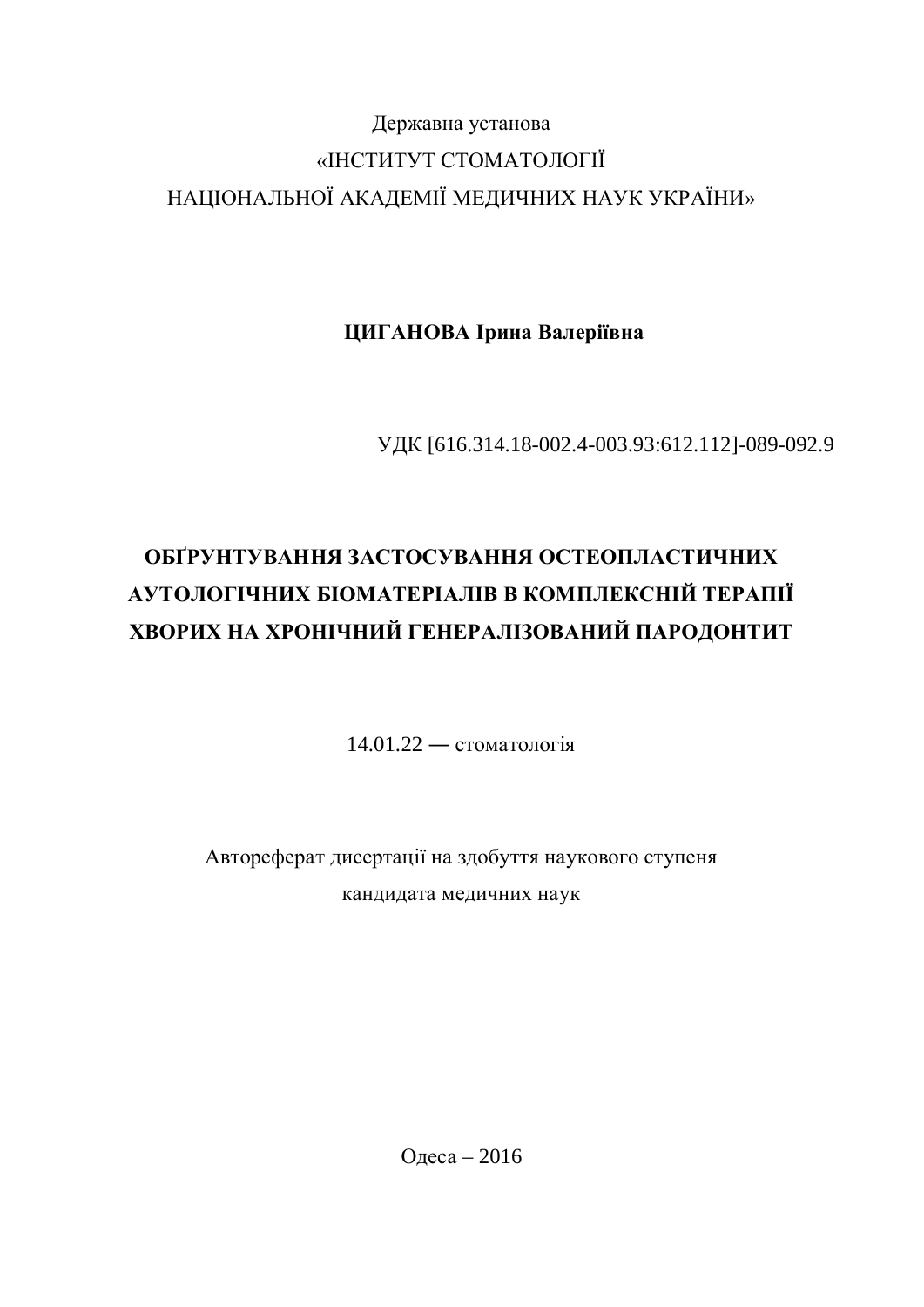Державна установа

«ІНСТИТУТ СТОМАТОЛОГІЇ

НАЦІОНАЛЬНОЇ АКАДЕМІЇ МЕДИЧНИХ НАУК УКРАЇНИ»

**ЦИГАНОВА Ірина Валеріївна**

УДК [616.314.18-002.4-003.93:612.112]-089-092.9

# ОБҐРУНТУВАННЯ ЗАСТОСУВАННЯ ОСТЕОПЛАСТИЧНИХ АУТОЛОГІЧНИХ БІОМАТЕРІАЛІВ В КОМПЛЕКСНІЙ ТЕРАПІЇ ХВОРИХ НА ХРОНІЧНИЙ ГЕНЕРАЛІЗОВАНИЙ ПАРОДОНТИТ

14.01.22 — стоматологія

Автореферат дисертації на здобуття наукового ступеня

кандидата медичних наук

Одеса – 2016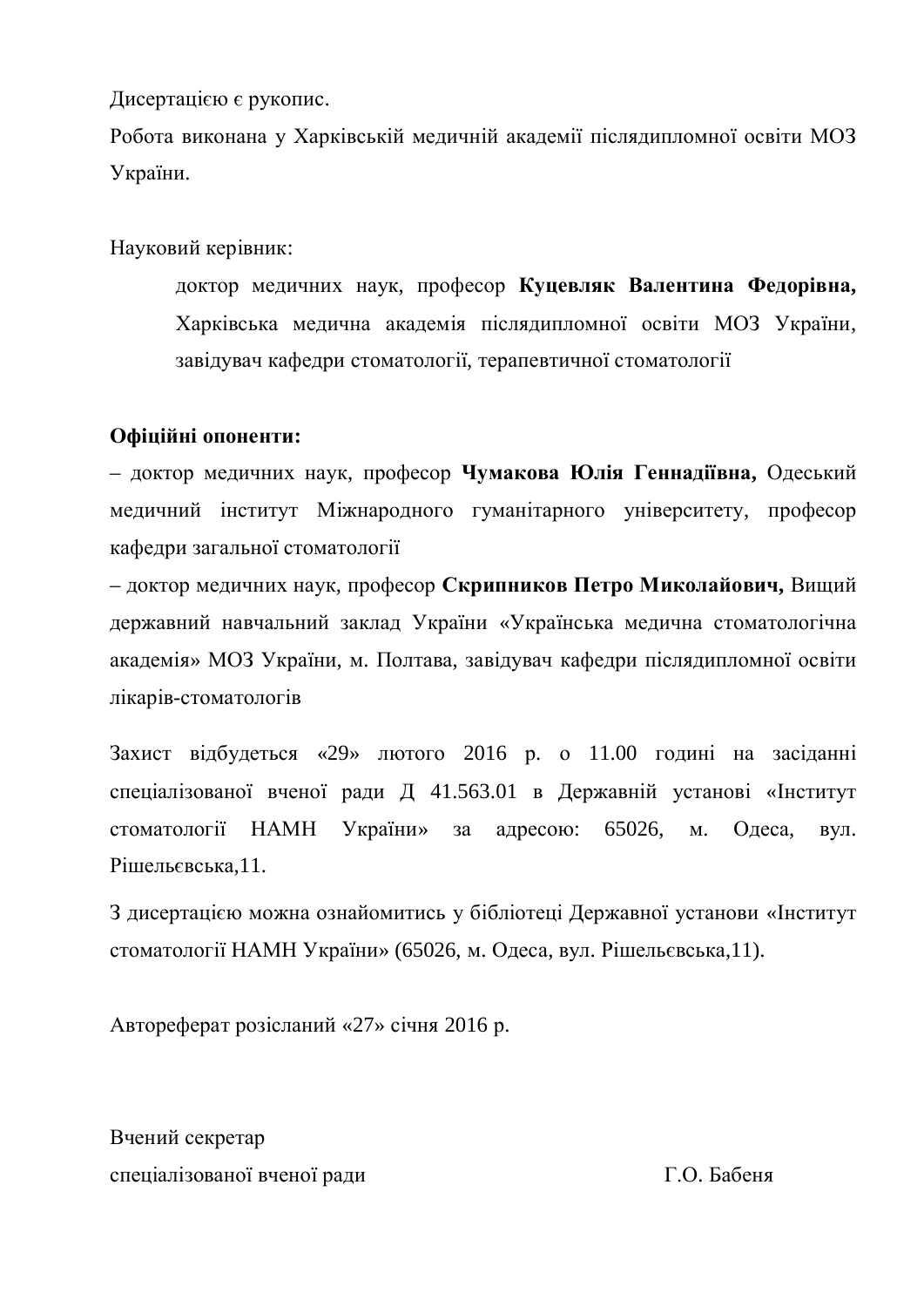Дисертацією є рукопис.

Робота виконана у Харківській медичній академії післядипломної освіти МОЗ України.

Науковий керівник:

доктор медичних наук, професор **Куцевляк Валентина Федорівна,** Харківська медична академія післядипломної освіти МОЗ України, завідувач кафедри стоматології, терапевтичної стоматології

**Офіційні опоненти:**

– доктор медичних наук, професор **Чумакова Юлія Геннадіївна,** Одеський медичний інститут Міжнародного гуманітарного університету, професор кафедри загальної стоматології

– доктор медичних наук, професор **Скрипников Петро Миколайович,** Вищий державний навчальний заклад України «Українська медична стоматологічна академія» МОЗ України, м. Полтава, завідувач кафедри післядипломної освіти лікарів-стоматологів

Захист відбудеться «29» лютого 2016 р. о 11.00 годині на засіданні спеціалізованої вченої ради Д 41.563.01 в Державній установі «Інститут стоматології НАМН України» за адресою: 65026, м. Одеса, вул. Рішельєвська,11.

З дисертацією можна ознайомитись у бібліотеці Державної установи «Інститут стоматології НАМН України» (65026, м. Одеса, вул. Рішельєвська,11).

Автореферат розісланий «27» січня 2016 р.

Вчений секретар
спеціалізованої вченої ради Г.О. Бабеня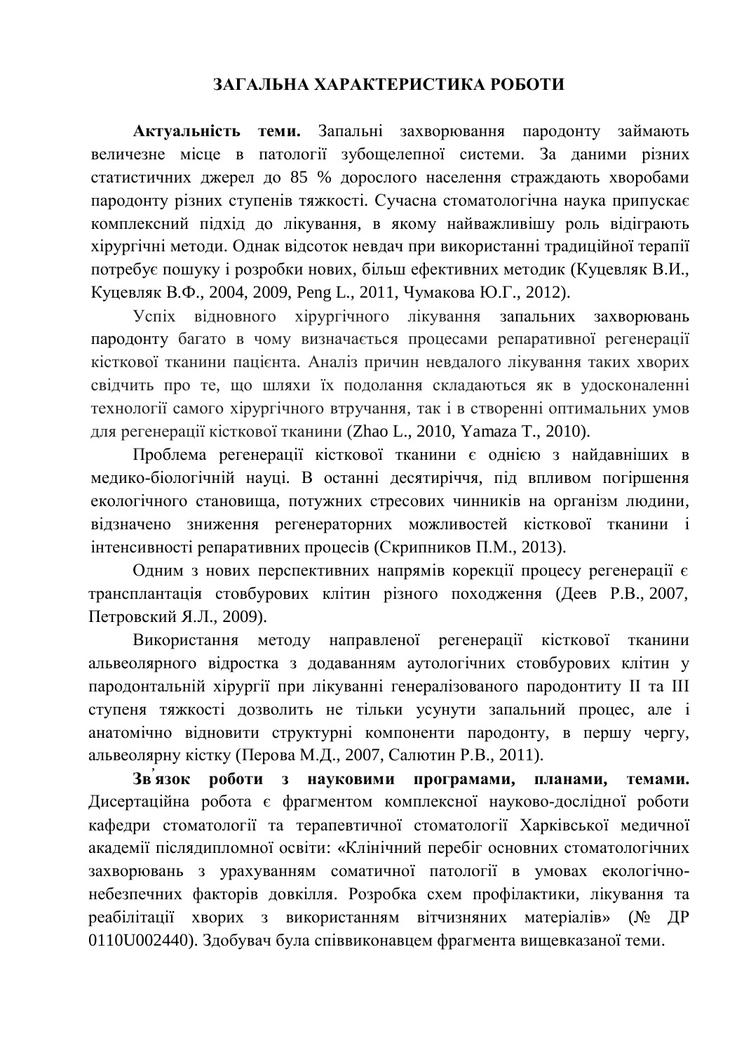## ЗАГАЛЬНА ХАРАКТЕРИСТИКА РОБОТИ

**Актуальність теми.** Запальні захворювання пародонту займають величезне місце в патології зубощелепної системи. За даними різних статистичних джерел до 85 % дорослого населення страждають хворобами пародонту різних ступенів тяжкості. Сучасна стоматологічна наука припускає комплексний підхід до лікування, в якому найважливішу роль відіграють хірургічні методи. Однак відсоток невдач при використанні традиційної терапії потребує пошуку і розробки нових, більш ефективних методик (Куцевляк В.И., Куцевляк В.Ф., 2004, 2009, Peng L., 2011, Чумакова Ю.Г., 2012).

Успіх відновного хірургічного лікування запальних захворювань пародонту багато в чому визначається процесами репаративної регенерації кісткової тканини пацієнта. Аналіз причин невдалого лікування таких хворих свідчить про те, що шляхи їх подолання складаються як в удосконаленні технології самого хірургічного втручання, так і в створенні оптимальних умов для регенерації кісткової тканини (Zhao L., 2010, Yamaza T., 2010).

Проблема регенерації кісткової тканини є однією з найдавніших в медико-біологічній науці. В останні десятиріччя, під впливом погіршення екологічного становища, потужних стресових чинників на організм людини, відзначено зниження регенераторних можливостей кісткової тканини і інтенсивності репаративних процесів (Скрипников П.М., 2013).

Одним з нових перспективних напрямів корекції процесу регенерації є трансплантація стовбурових клітин різного походження (Деев Р.В., 2007, Петровский Я.Л., 2009).

Використання методу направленої регенерації кісткової тканини альвеолярного відростка з додаванням аутологічних стовбурових клітин у пародонтальній хірургії при лікуванні генералізованого пародонтиту II та III ступеня тяжкості дозволить не тільки усунути запальний процес, але і анатомічно відновити структурні компоненти пародонту, в першу чергу, альвеолярну кістку (Перова М.Д., 2007, Салютин Р.В., 2011).

**Зв̓язок роботи з науковими програмами, планами, темами.** Дисертаційна робота є фрагментом комплексної науково-дослідної роботи кафедри стоматології та терапевтичної стоматології Харківської медичної академії післядипломної освіти: «Клінічний перебіг основних стоматологічних захворювань з урахуванням соматичної патології в умовах екологічно-небезпечних факторів довкілля. Розробка схем профілактики, лікування та реабілітації хворих з використанням вітчизняних матеріалів» (№ ДР 0110U002440). Здобувач була співвиконавцем фрагмента вищевказаної теми.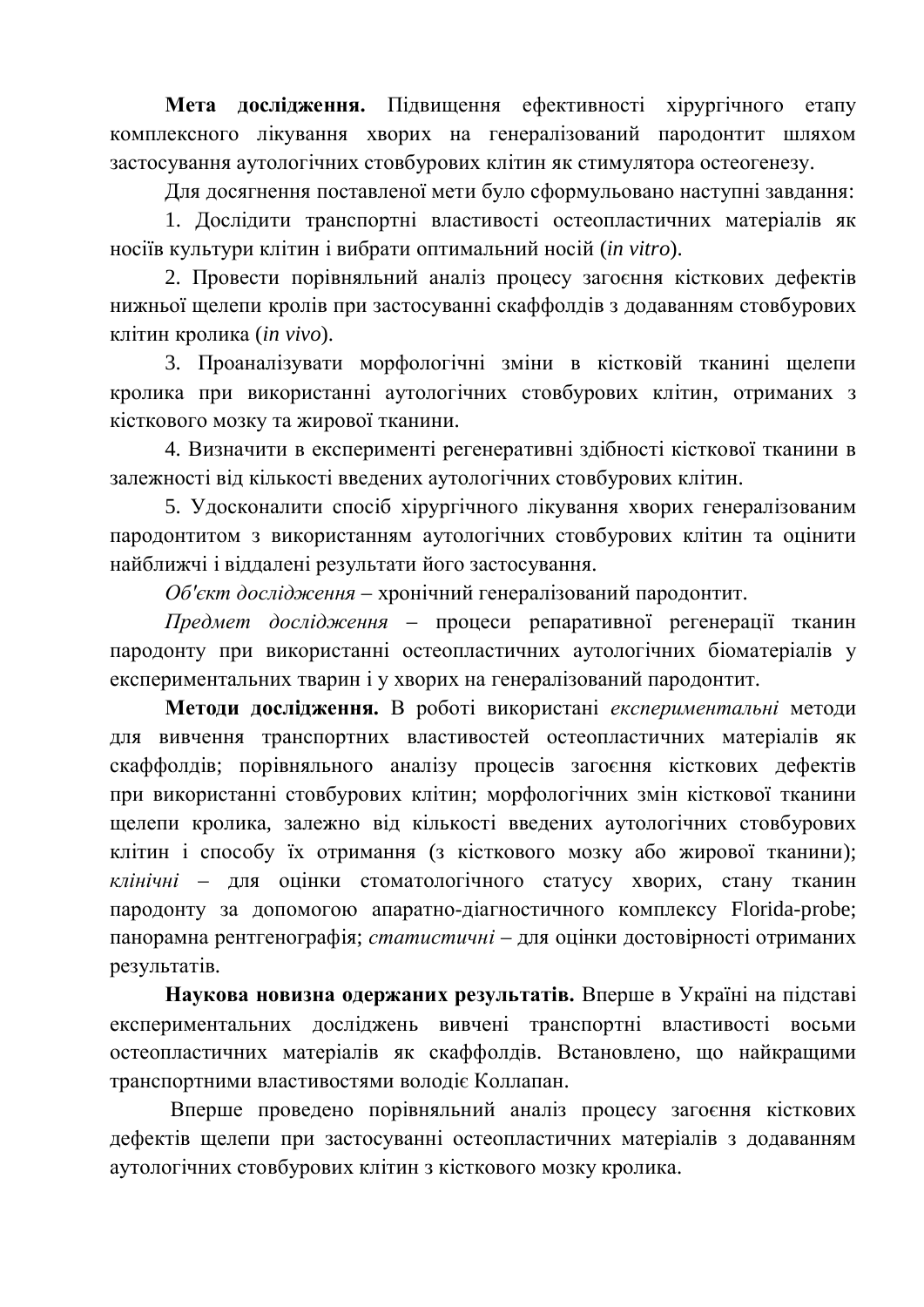**Мета дослідження.** Підвищення ефективності хірургічного етапу комплексного лікування хворих на генералізований пародонтит шляхом застосування аутологічних стовбурових клітин як стимулятора остеогенезу.

Для досягнення поставленої мети було сформульовано наступні завдання:

1. Дослідити транспортні властивості остеопластичних матеріалів як носіїв культури клітин і вибрати оптимальний носій (*in vitro*).

2. Провести порівняльний аналіз процесу загоєння кісткових дефектів нижньої щелепи кролів при застосуванні скаффолдів з додаванням стовбурових клітин кролика (*in vivo*).

3. Проаналізувати морфологічні зміни в кістковій тканині щелепи кролика при використанні аутологічних стовбурових клітин, отриманих з кісткового мозку та жирової тканини.

4. Визначити в експерименті регенеративні здібності кісткової тканини в залежності від кількості введених аутологічних стовбурових клітин.

5. Удосконалити спосіб хірургічного лікування хворих генералізованим пародонтитом з використанням аутологічних стовбурових клітин та оцінити найближчі і віддалені результати його застосування.

*Об'єкт дослідження* – хронічний генералізований пародонтит.

*Предмет дослідження* – процеси репаративної регенерації тканин пародонту при використанні остеопластичних аутологічних біоматеріалів у експериментальних тварин і у хворих на генералізований пародонтит.

**Методи дослідження.** В роботі використані *експериментальні* методи для вивчення транспортних властивостей остеопластичних матеріалів як скаффолдів; порівняльного аналізу процесів загоєння кісткових дефектів при використанні стовбурових клітин; морфологічних змін кісткової тканини щелепи кролика, залежно від кількості введених аутологічних стовбурових клітин і способу їх отримання (з кісткового мозку або жирової тканини); *клінічні* – для оцінки стоматологічного статусу хворих, стану тканин пародонту за допомогою апаратно-діагностичного комплексу Florida-probe; панорамна рентгенографія; *статистичні* – для оцінки достовірності отриманих результатів.

**Наукова новизна одержаних результатів.** Вперше в Україні на підставі експериментальних досліджень вивчені транспортні властивості восьми остеопластичних матеріалів як скаффолдів. Встановлено, що найкращими транспортними властивостями володіє Коллапан.

Вперше проведено порівняльний аналіз процесу загоєння кісткових дефектів щелепи при застосуванні остеопластичних матеріалів з додаванням аутологічних стовбурових клітин з кісткового мозку кролика.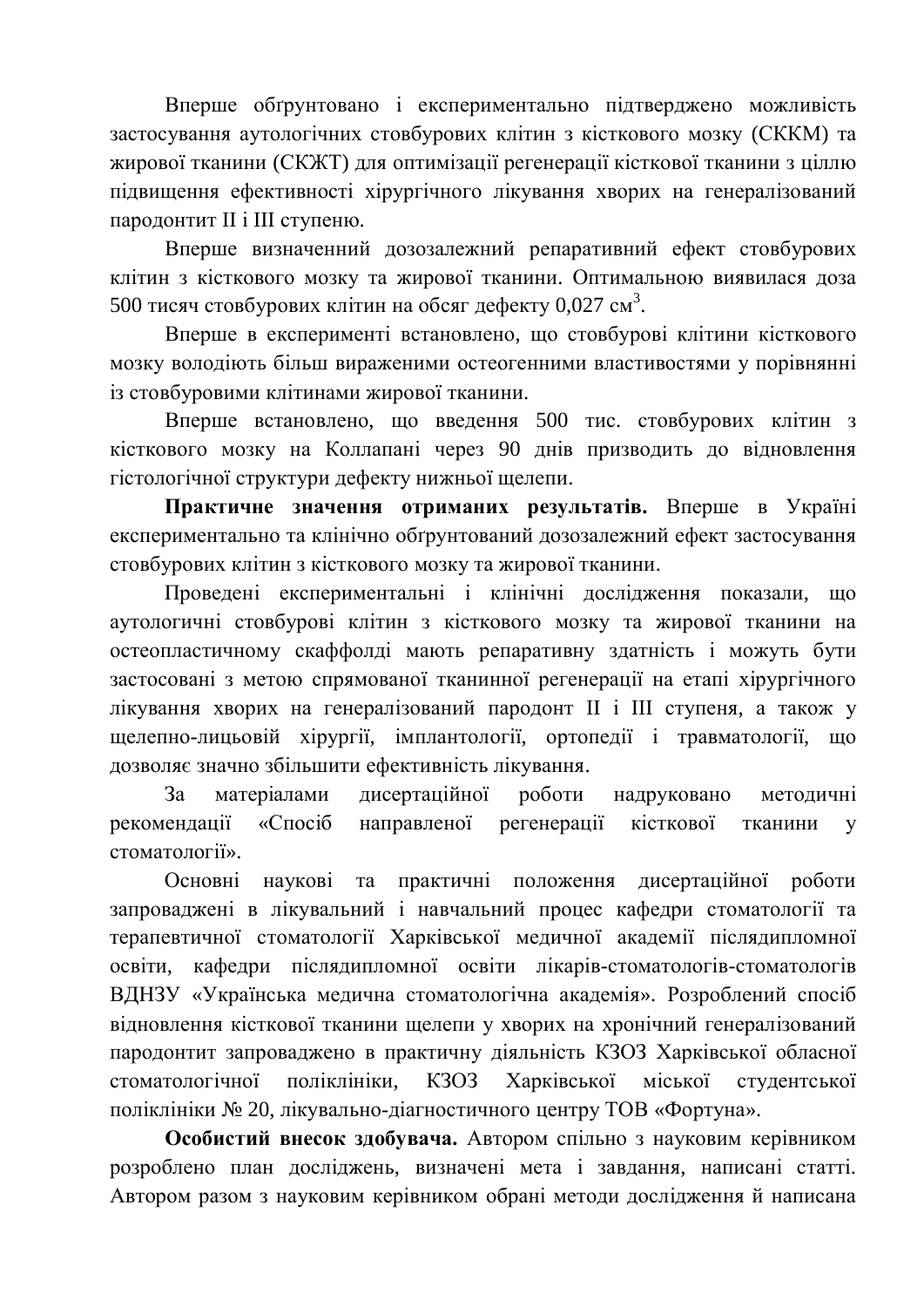Вперше обґрунтовано і експериментально підтверджено можливість застосування аутологічних стовбурових клітин з кісткового мозку (СККМ) та жирової тканини (СКЖТ) для оптимізації регенерації кісткової тканини з ціллю підвищення ефективності хірургічного лікування хворих на генералізований пародонтит II і III ступеню.

Вперше визначенний дозозалежний репаративний ефект стовбурових клітин з кісткового мозку та жирової тканини. Оптимальною виявилася доза 500 тисяч стовбурових клітин на обсяг дефекту 0,027 $см^3$.

Вперше в експерименті встановлено, що стовбурові клітини кісткового мозку володіють більш вираженими остеогенними властивостями у порівнянні із стовбуровими клітинами жирової тканини.

Вперше встановлено, що введення 500 тис. стовбурових клітин з кісткового мозку на Коллапані через 90 днів призводить до відновлення гістологічної структури дефекту нижньої щелепи.

**Практичне значення отриманих результатів.** Вперше в Україні експериментально та клінічно обґрунтований дозозалежний ефект застосування стовбурових клітин з кісткового мозку та жирової тканини.

Проведені експериментальні і клінічні дослідження показали, що аутологичні стовбурові клітин з кісткового мозку та жирової тканини на остеопластичному скаффолді мають репаративну здатність і можуть бути застосовані з метою спрямованої тканинної регенерації на етапі хірургічного лікування хворих на генералізований пародонт II і III ступеня, а також у щелепно-лицьовій хірургії, імплантології, ортопедії і травматології, що дозволяє значно збільшити ефективність лікування.

За матеріалами дисертаційної роботи надруковано методичні рекомендації «Спосіб направленої регенерації кісткової тканини у стоматології».

Основні наукові та практичні положення дисертаційної роботи запроваджені в лікувальний і навчальний процес кафедри стоматології та терапевтичної стоматології Харківської медичної академії післядипломної освіти, кафедри післядипломної освіти лікарів-стоматологів-стоматологів ВДНЗУ «Українська медична стоматологічна академія». Розроблений спосіб відновлення кісткової тканини щелепи у хворих на хронічний генералізований пародонтит запроваджено в практичну діяльність КЗОЗ Харківської обласної стоматологічної поліклініки, КЗОЗ Харківської міської студентської поліклініки № 20, лікувально-діагностичного центру ТОВ «Фортуна».

**Особистий внесок здобувача.** Автором спільно з науковим керівником розроблено план досліджень, визначені мета і завдання, написані статті. Автором разом з науковим керівником обрані методи дослідження й написана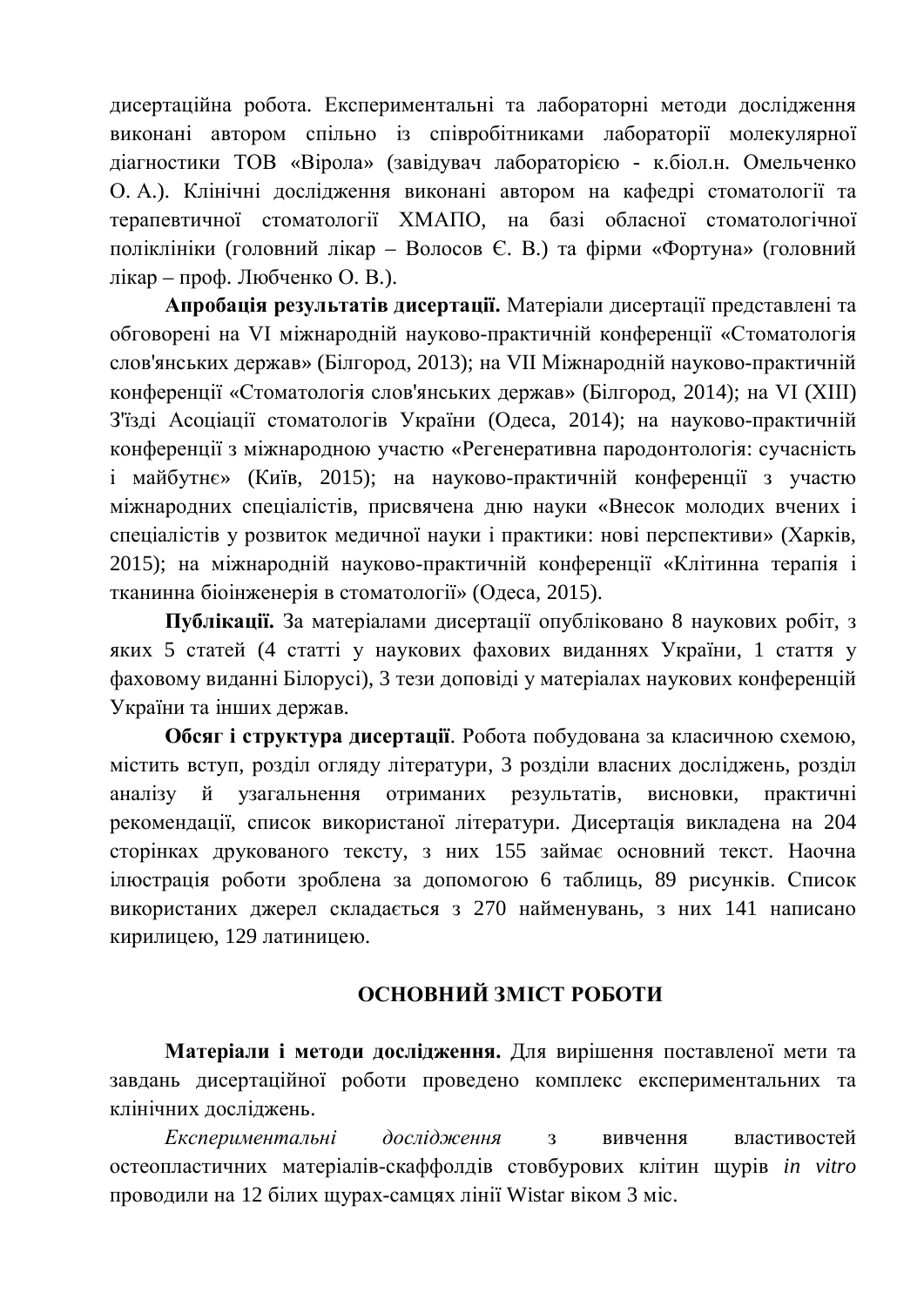дисертаційна робота. Експериментальні та лабораторні методи дослідження виконані автором спільно із співробітниками лабораторії молекулярної діагностики ТОВ «Вірола» (завідувач лабораторією - к.біол.н. Омельченко О. А.). Клінічні дослідження виконані автором на кафедрі стоматології та терапевтичної стоматології ХМАПО, на базі обласної стоматологічної поліклініки (головний лікар – Волосов Є. В.) та фірми «Фортуна» (головний лікар – проф. Любченко О. В.).

**Апробація результатів дисертації.** Матеріали дисертації представлені та обговорені на VI міжнародній науково-практичній конференції «Стоматологія слов'янських держав» (Білгород, 2013); на VII Міжнародній науково-практичній конференції «Стоматологія слов'янських держав» (Білгород, 2014); на VI (XIII) З'їзді Асоціації стоматологів України (Одеса, 2014); на науково-практичній конференції з міжнародною участю «Регенеративна пародонтологія: сучасність і майбутнє» (Київ, 2015); на науково-практичній конференції з участю міжнародних спеціалістів, присвячена дню науки «Внесок молодих вчених і спеціалістів у розвиток медичної науки і практики: нові перспективи» (Харків, 2015); на міжнародній науково-практичній конференції «Клітинна терапія і тканинна біоінженерія в стоматології» (Одеса, 2015).

**Публікації.** За матеріалами дисертації опубліковано 8 наукових робіт, з яких 5 статей (4 статті у наукових фахових виданнях України, 1 стаття у фаховому виданні Білорусі), 3 тези доповіді у матеріалах наукових конференцій України та інших держав.

**Обсяг і структура дисертації**. Робота побудована за класичною схемою, містить вступ, розділ огляду літератури, 3 розділи власних досліджень, розділ аналізу й узагальнення отриманих результатів, висновки, практичні рекомендації, список використаної літератури. Дисертація викладена на 204 сторінках друкованого тексту, з них 155 займає основний текст. Наочна ілюстрація роботи зроблена за допомогою 6 таблиць, 89 рисунків. Список використаних джерел складається з 270 найменувань, з них 141 написано кирилицею, 129 латиницею.

## ОСНОВНИЙ ЗМІСТ РОБОТИ

**Матеріали і методи дослідження.** Для вирішення поставленої мети та завдань дисертаційної роботи проведено комплекс експериментальних та клінічних досліджень.

*Експериментальні дослідження* з вивчення властивостей остеопластичних матеріалів-скаффолдів стовбурових клітин щурів *in vitro* проводили на 12 білих щурах-самцях лінії Wistar віком 3 міс.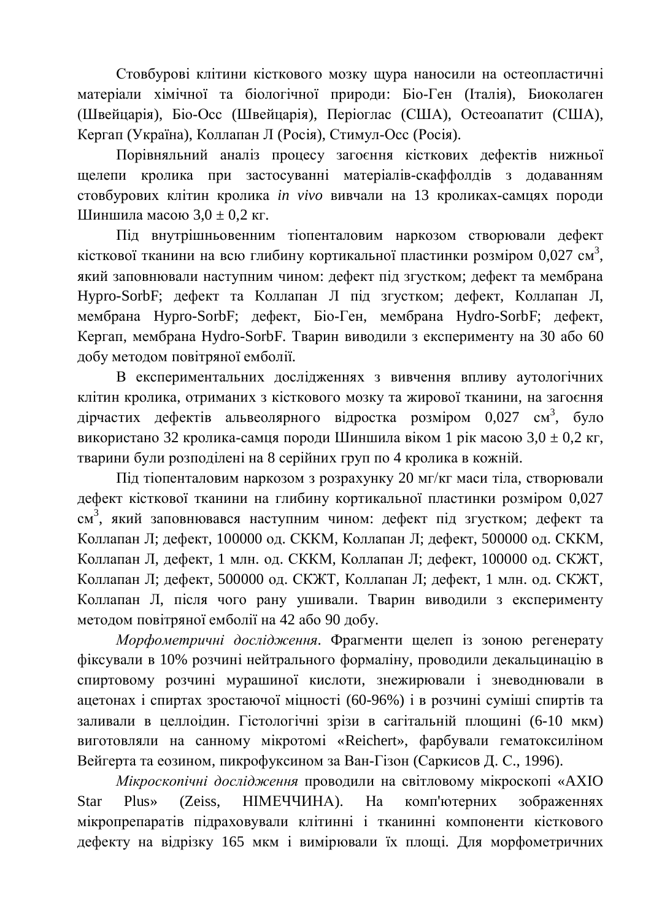Стовбурові клітини кісткового мозку щура наносили на остеопластичні матеріали хімічної та біологічної природи: Біо-Ген (Італія), Биоколаген (Швейцарія), Біо-Осс (Швейцарія), Періоглас (США), Остеоапатит (США), Кергап (Україна), Коллапан Л (Росія), Стимул-Осс (Росія).

Порівняльний аналіз процесу загоєння кісткових дефектів нижньої щелепи кролика при застосуванні матеріалів-скаффолдів з додаванням стовбурових клітин кролика *in vivo* вивчали на 13 кроликах-самцях породи Шиншила масою 3,0 ± 0,2 кг.

Під внутрішньовенним тіопенталовим наркозом створювали дефект кісткової тканини на всю глибину кортикальної пластинки розміром 0,027 $см^3$, який заповнювали наступним чином: дефект під згустком; дефект та мембрана Hypro-SorbF; дефект та Коллапан Л під згустком; дефект, Коллапан Л, мембрана Hypro-SorbF; дефект, Біо-Ген, мембрана Hydro-SorbF; дефект, Кергап, мембрана Hydro-SorbF. Тварин виводили з експерименту на 30 або 60 добу методом повітряної емболії.

В експериментальних дослідженнях з вивчення впливу аутологічних клітин кролика, отриманих з кісткового мозку та жирової тканини, на загоєння дірчастих дефектів альвеолярного відростка розміром 0,027 $см^3$, було використано 32 кролика-самця породи Шиншила віком 1 рік масою 3,0 ± 0,2 кг, тварини були розподілені на 8 серійних груп по 4 кролика в кожній.

Під тіопенталовим наркозом з розрахунку 20 мг/кг маси тіла, створювали дефект кісткової тканини на глибину кортикальної пластинки розміром 0,027 $см^3$, який заповнювався наступним чином: дефект під згустком; дефект та Коллапан Л; дефект, 100000 од. СККМ, Коллапан Л; дефект, 500000 од. СККМ, Коллапан Л, дефект, 1 млн. од. СККМ, Коллапан Л; дефект, 100000 од. СКЖТ, Коллапан Л; дефект, 500000 од. СКЖТ, Коллапан Л; дефект, 1 млн. од. СКЖТ, Коллапан Л, після чого рану ушивали. Тварин виводили з експерименту методом повітряної емболії на 42 або 90 добу.

*Морфометричні дослідження*. Фрагменти щелеп із зоною регенерату фіксували в 10% розчині нейтрального формаліну, проводили декальцинацію в спиртовому розчині мурашиної кислоти, знежирювали і зневоднювали в ацетонах і спиртах зростаючої міцності (60-96%) і в розчині суміші спиртів та заливали в целлоідин. Гістологічні зрізи в сагітальній площині (6-10 мкм) виготовляли на санному мікротомі «Reichert», фарбували гематоксиліном Вейгерта та еозином, пикрофуксином за Ван-Гізон (Саркисов Д. С., 1996).

*Мікроскопічні дослідження* проводили на світловому мікроскопі «AXIO Star Plus» (Zeiss, НІМЕЧЧИНА). На комп'ютерних зображеннях мікропрепаратів підраховували клітинні і тканинні компоненти кісткового дефекту на відрізку 165 мкм і вимірювали їх площі. Для морфометричних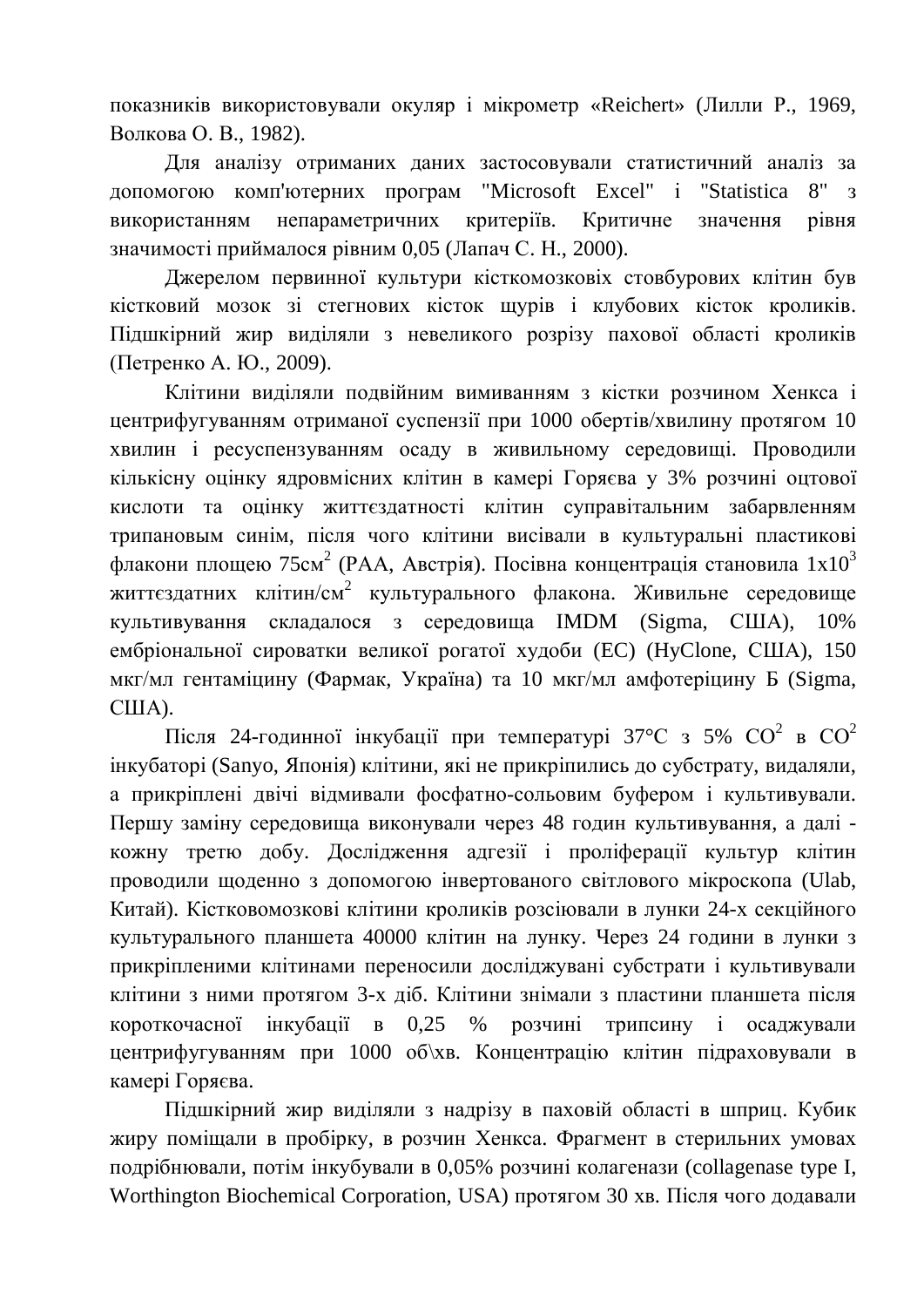показників використовували окуляр і мікрометр «Reichert» (Лилли Р., 1969, Волкова О. В., 1982).

Для аналізу отриманих даних застосовували статистичний аналіз за допомогою комп'ютерних програм "Microsoft Excel" і "Statistica 8" з використанням непараметричних критеріїв. Критичне значення рівня значимості приймалося рівним 0,05 (Лапач С. Н., 2000).

Джерелом первинної культури кісткомозковіх стовбурових клітин був кістковий мозок зі стегнових кісток щурів і клубових кісток кроликів. Підшкірний жир виділяли з невеликого розрізу пахової області кроликів (Петренко А. Ю., 2009).

Клітини виділяли подвійним вимиванням з кістки розчином Хенкса і центрифугуванням отриманої суспензії при 1000 обертів/хвилину протягом 10 хвилин і ресуспензуванням осаду в живильному середовищі. Проводили кількісну оцінку ядровмісних клітин в камері Горяєва у 3% розчині оцтової кислоти та оцінку життєздатності клітин суправітальним забарвленням трипановым синім, після чого клітини висівали в культуральні пластикові флакони площею 75см$^2$ (PAA, Австрія). Посівна концентрація становила 1х10$^3$ життєздатних клітин/см$^2$ культурального флакона. Живильне середовище культивування складалося з середовища IMDM (Sigma, США), 10% ембріональної сироватки великої рогатої худоби (ЕС) (HyClone, США), 150 мкг/мл гентаміцину (Фармак, Україна) та 10 мкг/мл амфотеріцину Б (Sigma, США).

Після 24-годинної інкубації при температурі 37°С з 5% $CO^2$ в $CO^2$ інкубаторі (Sanyo, Японія) клітини, які не прикріпились до субстрату, видаляли, а прикріплені двічі відмивали фосфатно-сольовим буфером і культивували. Першу заміну середовища виконували через 48 годин культивування, а далі - кожну третю добу. Дослідження адгезії і проліферації культур клітин проводили щоденно з допомогою інвертованого світлового мікроскопа (Ulab, Китай). Кістковомозкові клітини кроликів розсіювали в лунки 24-х секційного культурального планшета 40000 клітин на лунку. Через 24 години в лунки з прикріпленими клітинами переносили досліджувані субстрати і культивували клітини з ними протягом 3-х діб. Клітини знімали з пластини планшета після короткочасної інкубації в 0,25 % розчині трипсину і осаджували центрифугуванням при 1000 об\хв. Концентрацію клітин підраховували в камері Горяєва.

Підшкірний жир виділяли з надрізу в паховій області в шприц. Кубик жиру поміщали в пробірку, в розчин Хенкса. Фрагмент в стерильних умовах подрібнювали, потім інкубували в 0,05% розчині колагенази (collagenase type I, Worthington Biochemical Corporation, USA) протягом 30 хв. Після чого додавали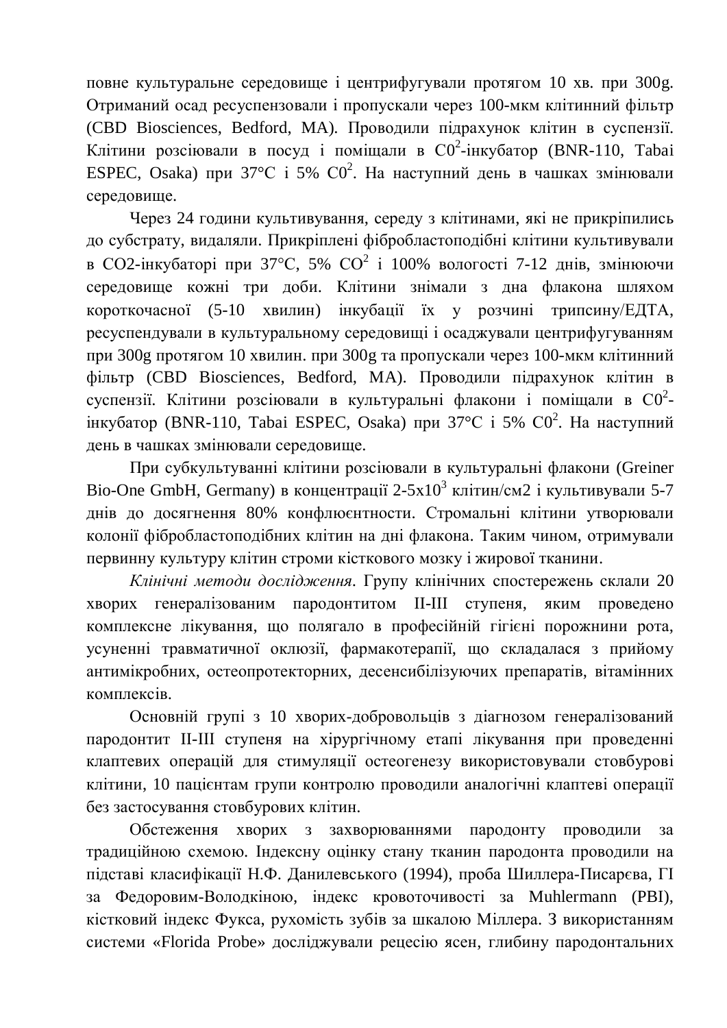повне культуральне середовище і центрифугували протягом 10 хв. при 300g. Отриманий осад ресуспензовали і пропускали через 100-мкм клітинний фільтр (CBD Biosciences, Bedford, MA). Проводили підрахунок клітин в суспензії. Клітини розсіювали в посуд і поміщали в $C0^2$-інкубатор (BNR-110, Tabai ESPEC, Osaka) при 37°С і 5% $C0^2$. На наступний день в чашках змінювали середовище.

Через 24 години культивування, середу з клітинами, які не прикріпились до субстрату, видаляли. Прикріплені фібробластоподібні клітини культивували в CO2-інкубаторі при 37°С, 5% $CO^2$ і 100% вологості 7-12 днів, змінюючи середовище кожні три доби. Клітини знімали з дна флакона шляхом короткочасної (5-10 хвилин) інкубації їх у розчині трипсину/ЕДТА, ресуспендували в культуральному середовищі і осаджували центрифугуванням при 300g протягом 10 хвилин. при 300g та пропускали через 100-мкм клітинний фільтр (CBD Biosciences, Bedford, MA). Проводили підрахунок клітин в суспензії. Клітини розсіювали в культуральні флакони і поміщали в $C0^2$-інкубатор (BNR-110, Tabai ESPEC, Osaka) при 37°С і 5% $C0^2$. На наступний день в чашках змінювали середовище.

При субкультуванні клітини розсіювали в культуральні флакони (Greiner Bio-One GmbH, Germany) в концентрації $2\text{-}5x10^3$ клітин/см2 і культивували 5-7 днів до досягнення 80% конфлюєнтности. Стромальні клітини утворювали колонії фібробластоподібних клітин на дні флакона. Таким чином, отримували первинну культуру клітин строми кісткового мозку і жирової тканини.

*Клінічні методи дослідження*. Групу клінічних спостережень склали 20 хворих генералізованим пародонтитом II-III ступеня, яким проведено комплексне лікування, що полягало в професійній гігієні порожнини рота, усуненні травматичної оклюзії, фармакотерапії, що складалася з прийому антимікробних, остеопротекторних, десенсибілізуючих препаратів, вітамінних комплексів.

Основній групі з 10 хворих-добровольців з діагнозом генералізований пародонтит II-III ступеня на хірургічному етапі лікування при проведенні клаптевих операцій для стимуляції остеогенезу використовували стовбурові клітини, 10 пацієнтам групи контролю проводили аналогічні клаптеві операції без застосування стовбурових клітин.

Обстеження хворих з захворюваннями пародонту проводили за традиційною схемою. Індексну оцінку стану тканин пародонта проводили на підставі класифікації Н.Ф. Данилевського (1994), проба Шиллера-Писарєва, ГІ за Федоровим-Володкіною, індекс кровоточивості за Muhlermann (PBI), кістковий індекс Фукса, рухомість зубів за шкалою Міллера. З використанням системи «Florida Probe» досліджували рецесію ясен, глибину пародонтальних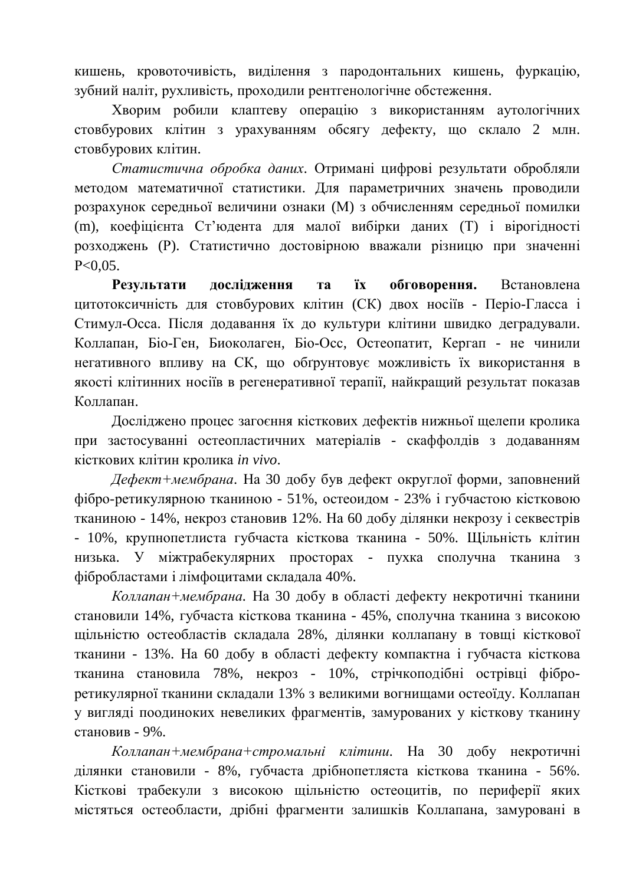кишень, кровоточивість, виділення з пародонтальних кишень, фуркацію, зубний наліт, рухливість, проходили рентгенологічне обстеження.

Хворим робили клаптеву операцію з використанням аутологічних стовбурових клітин з урахуванням обсягу дефекту, що склало 2 млн. стовбурових клітин.

*Статистична обробка даних*. Отримані цифрові результати обробляли методом математичної статистики. Для параметричних значень проводили розрахунок середньої величини ознаки (M) з обчисленням середньої помилки (m), коефіцієнта Ст'юдента для малої вибірки даних (T) і вірогідності розходжень (P). Статистично достовірною вважали різницю при значенні P<0,05.

**Результати дослідження та їх обговорення.** Встановлена цитотоксичність для стовбурових клітин (СК) двох носіїв - Періо-Гласса і Стимул-Осса. Після додавання їх до культури клітини швидко деградували. Коллапан, Біо-Ген, Биоколаген, Біо-Осс, Остеопатит, Кергап - не чинили негативного впливу на СК, що обґрунтовує можливість їх використання в якості клітинних носіїв в регенеративної терапії, найкращий результат показав Коллапан.

Досліджено процес загоєння кісткових дефектів нижньої щелепи кролика при застосуванні остеопластичних матеріалів - скаффолдів з додаванням кісткових клітин кролика *in vivo*.

*Дефект+мембрана*. На 30 добу був дефект округлої форми, заповнений фібро-ретикулярною тканиною - 51%, остеоидом - 23% і губчастою кістковою тканиною - 14%, некроз становив 12%. На 60 добу ділянки некрозу і секвестрів - 10%, крупнопетлиста губчаста кісткова тканина - 50%. Щільність клітин низька. У міжтрабекулярних просторах - пухка сполучна тканина з фібробластами і лімфоцитами складала 40%.

*Коллапан+мембрана*. На 30 добу в області дефекту некротичні тканини становили 14%, губчаста кісткова тканина - 45%, сполучна тканина з високою щільністю остеобластів складала 28%, ділянки коллапану в товщі кісткової тканини - 13%. На 60 добу в області дефекту компактна і губчаста кісткова тканина становила 78%, некроз - 10%, стрічкоподібні острівці фібро-ретикулярної тканини складали 13% з великими вогнищами остеоїду. Коллапан у вигляді поодиноких невеликих фрагментів, замурованих у кісткову тканину становив - 9%.

*Коллапан+мембрана+стромальні клітини*. На 30 добу некротичні ділянки становили - 8%, губчаста дрібнопетляста кісткова тканина - 56%. Кісткові трабекули з високою щільністю остеоцитів, по периферії яких містяться остеобласти, дрібні фрагменти залишків Коллапана, замуровані в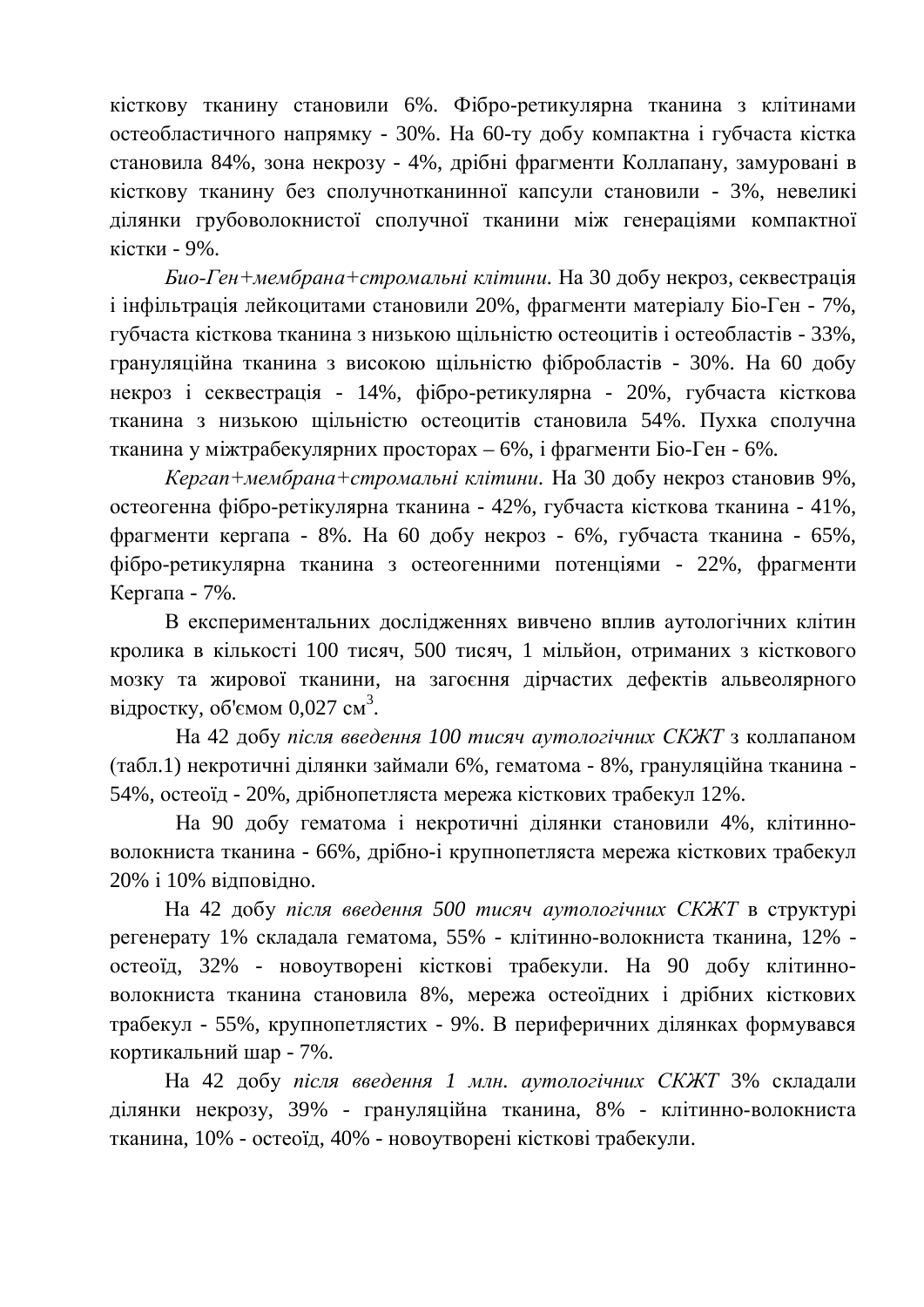кісткову тканину становили 6%. Фібро-ретикулярна тканина з клітинами остеобластичного напрямку - 30%. На 60-ту добу компактна і губчаста кістка становила 84%, зона некрозу - 4%, дрібні фрагменти Коллапану, замуровані в кісткову тканину без сполучнотканинної капсули становили - 3%, невеликі ділянки грубоволокнистої сполучної тканини між генераціями компактної кістки - 9%.

*Био-Ген+мембрана+стромальні клітини.* На 30 добу некроз, секвестрація і інфільтрація лейкоцитами становили 20%, фрагменти матеріалу Біо-Ген - 7%, губчаста кісткова тканина з низькою щільністю остеоцитів і остеобластів - 33%, грануляційна тканина з високою щільністю фібробластів - 30%. На 60 добу некроз і секвестрація - 14%, фібро-ретикулярна - 20%, губчаста кісткова тканина з низькою щільністю остеоцитів становила 54%. Пухка сполучна тканина у міжтрабекулярних просторах – 6%, і фрагменти Біо-Ген - 6%.

*Кергап+мембрана+стромальні клітини.* На 30 добу некроз становив 9%, остеогенна фібро-ретікулярна тканина - 42%, губчаста кісткова тканина - 41%, фрагменти кергапа - 8%. На 60 добу некроз - 6%, губчаста тканина - 65%, фібро-ретикулярна тканина з остеогенними потенціями - 22%, фрагменти Кергапа - 7%.

В експериментальних дослідженнях вивчено вплив аутологічних клітин кролика в кількості 100 тисяч, 500 тисяч, 1 мільйон, отриманих з кісткового мозку та жирової тканини, на загоєння дірчастих дефектів альвеолярного відростку, об'ємом 0,027 см$^3$.

На 42 добу *після введення 100 тисяч аутологічних СКЖТ* з коллапаном (табл.1) некротичні ділянки займали 6%, гематома - 8%, грануляційна тканина - 54%, остеоїд - 20%, дрібнопетляста мережа кісткових трабекул 12%.

На 90 добу гематома і некротичні ділянки становили 4%, клітинно-волокниста тканина - 66%, дрібно-і крупнопетляста мережа кісткових трабекул 20% і 10% відповідно.

На 42 добу *після введення 500 тисяч аутологічних СКЖТ* в структурі регенерату 1% складала гематома, 55% - клітинно-волокниста тканина, 12% - остеоїд, 32% - новоутворені кісткові трабекули. На 90 добу клітинно-волокниста тканина становила 8%, мережа остеоїдних і дрібних кісткових трабекул - 55%, крупнопетлястих - 9%. В периферичних ділянках формувався кортикальний шар - 7%.

На 42 добу *після введення 1 млн. аутологічних СКЖТ* 3% складали ділянки некрозу, 39% - грануляційна тканина, 8% - клітинно-волокниста тканина, 10% - остеоїд, 40% - новоутворені кісткові трабекули.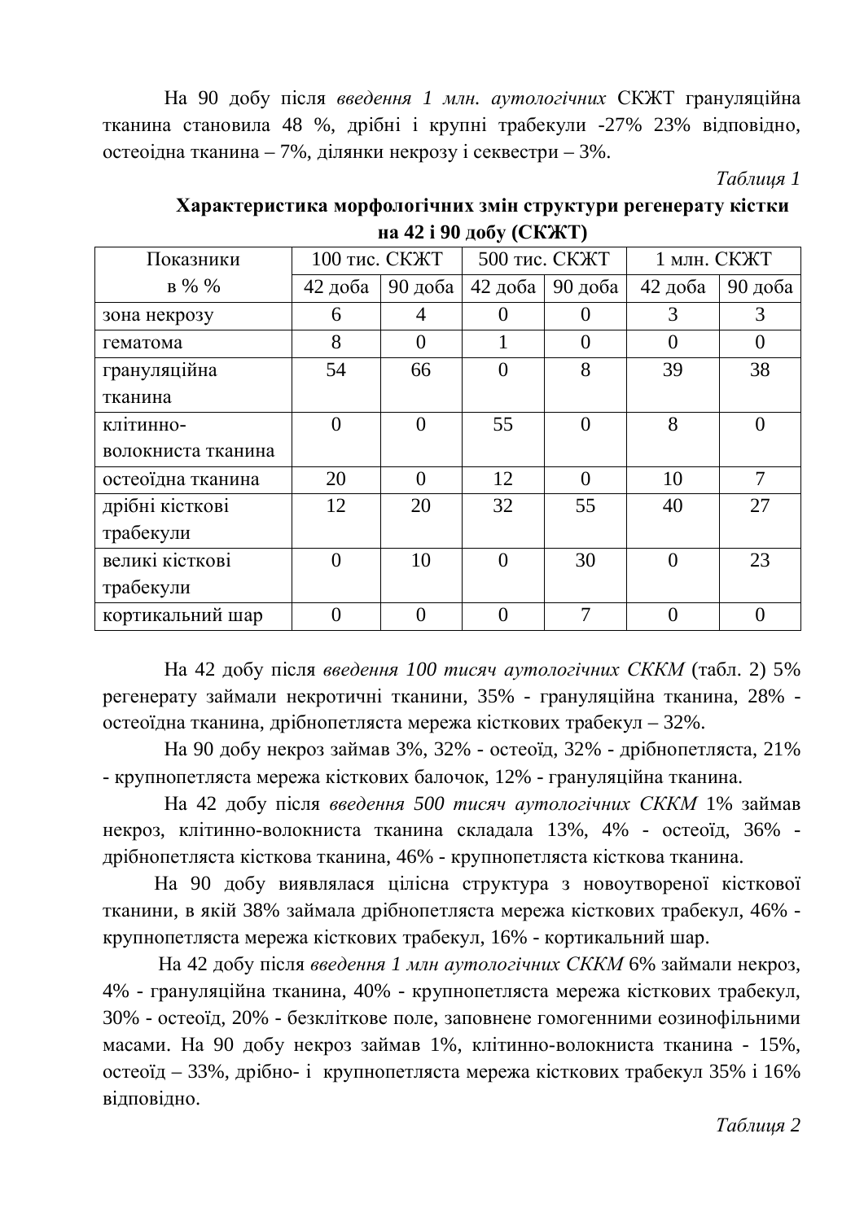На 90 добу після *введення 1 млн. аутологічних* СКЖТ грануляційна тканина становила 48 %, дрібні і крупні трабекули -27% 23% відповідно, остеоїдна тканина – 7%, ділянки некрозу і секвестри – 3%.

*Таблиця 1*

**Характеристика морфологічних змін структури регенерату кістки на 42 і 90 добу (СКЖТ)**

| Показники в % % | 100 тис. СКЖТ | | 500 тис. СКЖТ | | 1 млн. СКЖТ | |
|---|---|---|---|---|---|---|
| | 42 доба | 90 доба | 42 доба | 90 доба | 42 доба | 90 доба |
| зона некрозу | 6 | 4 | 0 | 0 | 3 | 3 |
| гематома | 8 | 0 | 1 | 0 | 0 | 0 |
| грануляційна тканина | 54 | 66 | 0 | 8 | 39 | 38 |
| клітинно-волокниста тканина | 0 | 0 | 55 | 0 | 8 | 0 |
| остеоїдна тканина | 20 | 0 | 12 | 0 | 10 | 7 |
| дрібні кісткові трабекули | 12 | 20 | 32 | 55 | 40 | 27 |
| великі кісткові трабекули | 0 | 10 | 0 | 30 | 0 | 23 |
| кортикальний шар | 0 | 0 | 0 | 7 | 0 | 0 |

На 42 добу після *введення 100 тисяч аутологічних СККМ* (табл. 2) 5% регенерату займали некротичні тканини, 35% - грануляційна тканина, 28% - остеоїдна тканина, дрібнопетляста мережа кісткових трабекул – 32%.

На 90 добу некроз займав 3%, 32% - остеоїд, 32% - дрібнопетляста, 21% - крупнопетляста мережа кісткових балочок, 12% - грануляційна тканина.

На 42 добу після *введення 500 тисяч аутологічних СККМ* 1% займав некроз, клітинно-волокниста тканина складала 13%, 4% - остеоїд, 36% - дрібнопетляста кісткова тканина, 46% - крупнопетляста кісткова тканина.

На 90 добу виявлялася цілісна структура з новоутвореної кісткової тканини, в якій 38% займала дрібнопетляста мережа кісткових трабекул, 46% - крупнопетляста мережа кісткових трабекул, 16% - кортикальний шар.

На 42 добу після *введення 1 млн аутологічних СККМ* 6% займали некроз, 4% - грануляційна тканина, 40% - крупнопетляста мережа кісткових трабекул, 30% - остеоїд, 20% - безклітковe поле, заповнене гомогенними еозинофільними масами. На 90 добу некроз займав 1%, клітинно-волокниста тканина - 15%, остеоїд – 33%, дрібно- і крупнопетляста мережа кісткових трабекул 35% і 16% відповідно.

*Таблиця 2*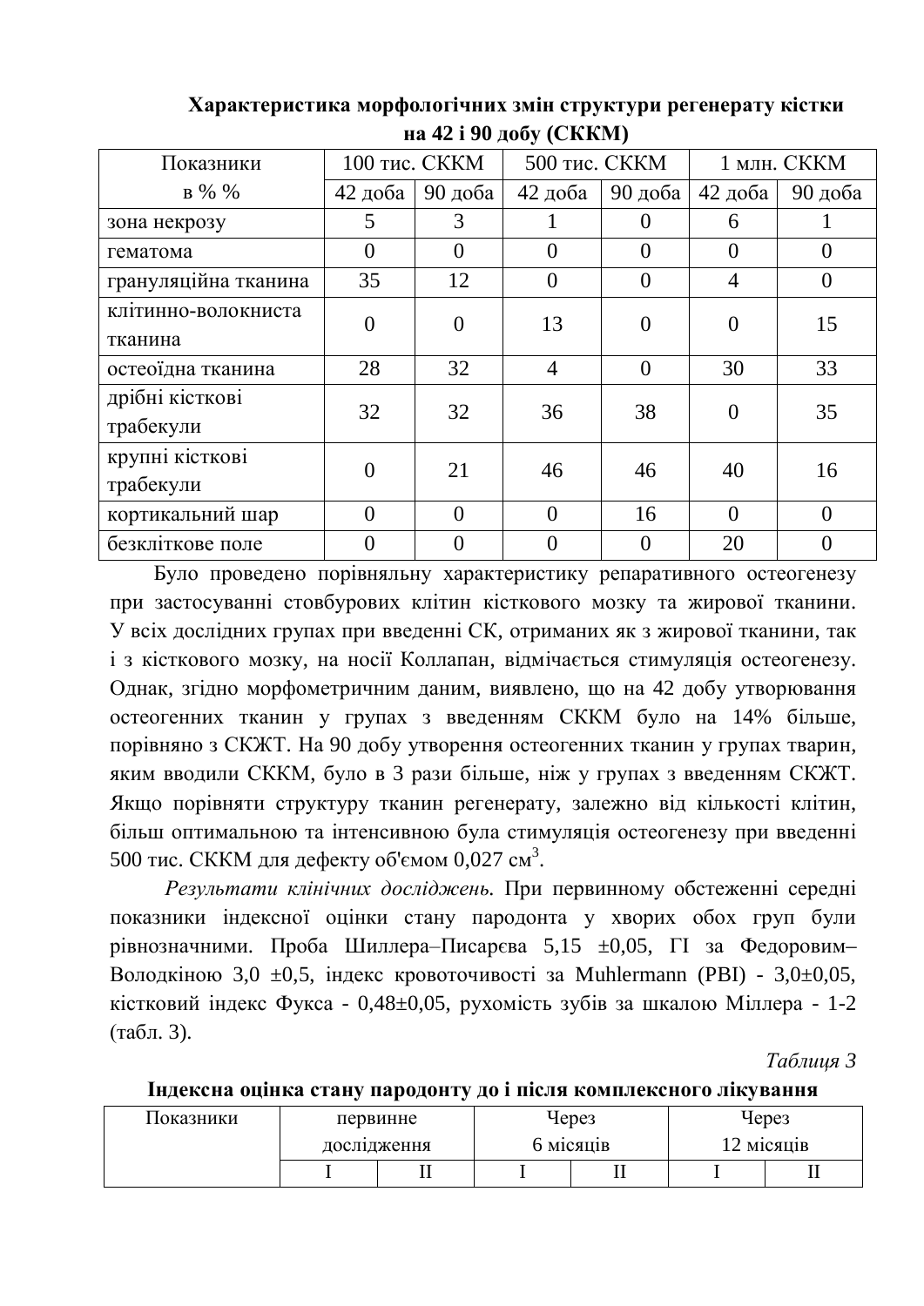**Характеристика морфологічних змін структури регенерату кістки на 42 і 90 добу (СККМ)**

| Показники в % % | 100 тис. СККМ | | 500 тис. СККМ | | 1 млн. СККМ | |
|---|---|---|---|---|---|---|
| | 42 доба | 90 доба | 42 доба | 90 доба | 42 доба | 90 доба |
| зона некрозу | 5 | 3 | 1 | 0 | 6 | 1 |
| гематома | 0 | 0 | 0 | 0 | 0 | 0 |
| грануляційна тканина | 35 | 12 | 0 | 0 | 4 | 0 |
| клітинно-волокниста тканина | 0 | 0 | 13 | 0 | 0 | 15 |
| остеоїдна тканина | 28 | 32 | 4 | 0 | 30 | 33 |
| дрібні кісткові трабекули | 32 | 32 | 36 | 38 | 0 | 35 |
| крупні кісткові трабекули | 0 | 21 | 46 | 46 | 40 | 16 |
| кортикальний шар | 0 | 0 | 0 | 16 | 0 | 0 |
| безклітинне поле | 0 | 0 | 0 | 0 | 20 | 0 |

Було проведено порівняльну характеристику репаративного остеогенезу при застосуванні стовбурових клітин кісткового мозку та жирової тканини. У всіх дослідних групах при введенні СК, отриманих як з жирової тканини, так і з кісткового мозку, на носії Коллапан, відмічається стимуляція остеогенезу. Однак, згідно морфометричним даним, виявлено, що на 42 добу утворювання остеогенних тканин у групах з введенням СККМ було на 14% більше, порівняно з СКЖТ. На 90 добу утворення остеогенних тканин у групах тварин, яким вводили СККМ, було в 3 рази більше, ніж у групах з введенням СКЖТ. Якщо порівняти структуру тканин регенерату, залежно від кількості клітин, більш оптимальною та інтенсивною була стимуляція остеогенезу при введенні 500 тис. СККМ для дефекту об'ємом 0,027 см$^3$.

*Результати клінічних досліджень.* При первинному обстеженні середні показники індексної оцінки стану пародонта у хворих обох груп були рівнозначними. Проба Шиллера–Писарєва 5,15 ±0,05, ГІ за Федоровим–Володкіною 3,0 ±0,5, індекс кровоточивості за Muhlermann (PBI) - 3,0±0,05, кістковий індекс Фукса - 0,48±0,05, рухомість зубів за шкалою Міллера - 1-2 (табл. 3).

*Таблиця 3*

**Індексна оцінка стану пародонту до і після комплексного лікування**

| Показники | первинне дослідження | | Через 6 місяців | | Через 12 місяців | |
|---|---|---|---|---|---|---|
| | I | II | I | II | I | II |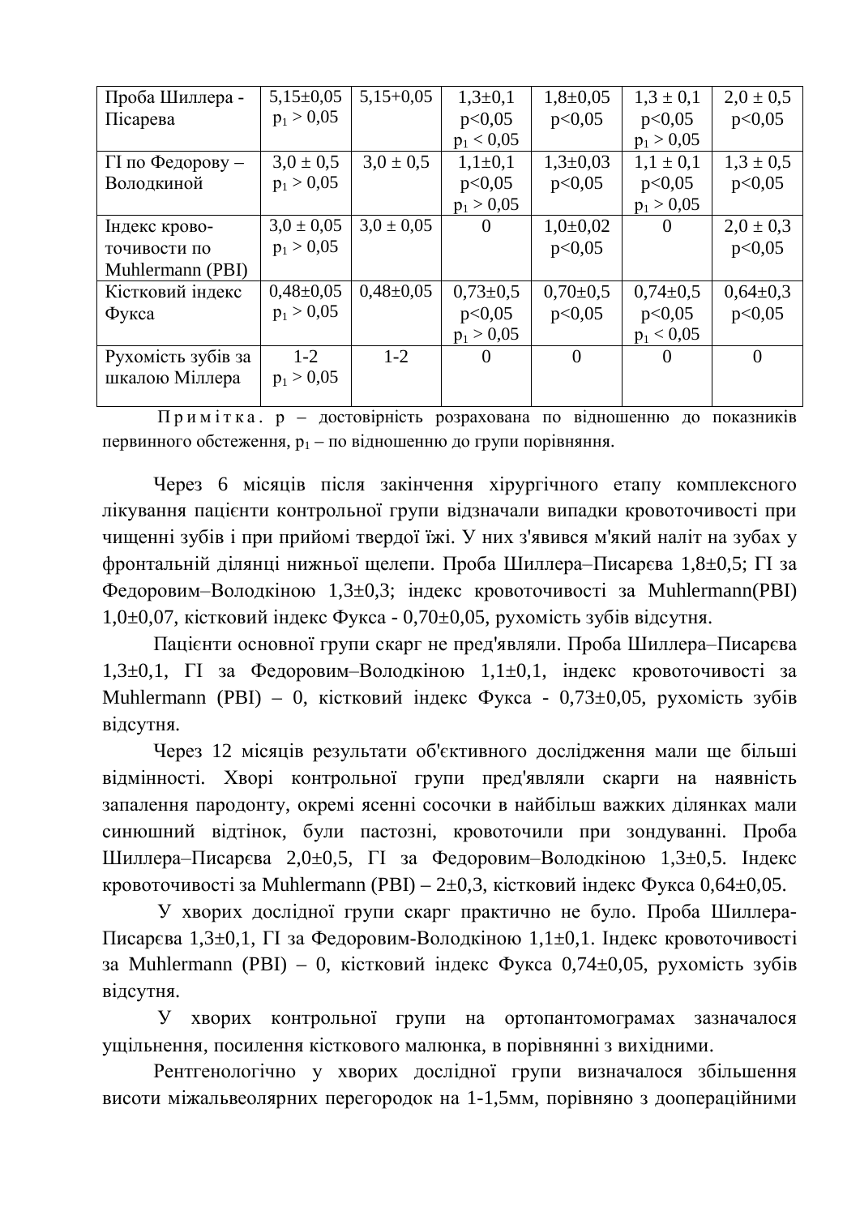| | | | | | | |
|---|---|---|---|---|---|---|
| Проба Шиллера - Пісарева | 5,15±0,05 $p_1 > 0,05$ | 5,15+0,05 | 1,3±0,1 $p<0,05$ $p_1 < 0,05$ | 1,8±0,05 $p<0,05$ | 1,3 ± 0,1 $p<0,05$ $p_1 > 0,05$ | 2,0 ± 0,5 $p<0,05$ |
| ГІ по Федорову – Володкиной | 3,0 ± 0,5 $p_1 > 0,05$ | 3,0 ± 0,5 | 1,1±0,1 $p<0,05$ $p_1 > 0,05$ | 1,3±0,03 $p<0,05$ | 1,1 ± 0,1 $p<0,05$ $p_1 > 0,05$ | 1,3 ± 0,5 $p<0,05$ |
| Індекс крово-точивости по Muhlermann (PBI) | 3,0 ± 0,05 $p_1 > 0,05$ | 3,0 ± 0,05 | 0 | 1,0±0,02 $p<0,05$ | 0 | 2,0 ± 0,3 $p<0,05$ |
| Кістковий індекс Фукса | 0,48±0,05 $p_1 > 0,05$ | 0,48±0,05 | 0,73±0,5 $p<0,05$ $p_1 > 0,05$ | 0,70±0,5 $p<0,05$ | 0,74±0,5 $p<0,05$ $p_1 < 0,05$ | 0,64±0,3 $p<0,05$ |
| Рухомість зубів за шкалою Міллера | 1-2 $p_1 > 0,05$ | 1-2 | 0 | 0 | 0 | 0 |

Примітка. p – достовірність розрахована по відношенню до показників первинного обстеження, $p_1$ – по відношенню до групи порівняння.

Через 6 місяців після закінчення хірургічного етапу комплексного лікування пацієнти контрольної групи відзначали випадки кровоточивості при чищенні зубів і при прийомі твердої їжі. У них з'явився м'який наліт на зубах у фронтальній ділянці нижньої щелепи. Проба Шиллера–Писарєва 1,8±0,5; ГІ за Федоровим–Володкіною 1,3±0,3; індекс кровоточивості за Muhlermann(PBI) 1,0±0,07, кістковий індекс Фукса - 0,70±0,05, рухомість зубів відсутня.

Пацієнти основної групи скарг не пред'являли. Проба Шиллера–Писарєва 1,3±0,1, ГІ за Федоровим–Володкіною 1,1±0,1, індекс кровоточивості за Muhlermann (PBI) – 0, кістковий індекс Фукса - 0,73±0,05, рухомість зубів відсутня.

Через 12 місяців результати об'єктивного дослідження мали ще більші відмінності. Хворі контрольної групи пред'являли скарги на наявність запалення пародонту, окремі ясенні сосочки в найбільш важких ділянках мали синюшний відтінок, були пастозні, кровоточили при зондуванні. Проба Шиллера–Писарєва 2,0±0,5, ГІ за Федоровим–Володкіною 1,3±0,5. Індекс кровоточивості за Muhlermann (PBI) – 2±0,3, кістковий індекс Фукса 0,64±0,05.

У хворих дослідної групи скарг практично не було. Проба Шиллера-Писарєва 1,3±0,1, ГІ за Федоровим-Володкіною 1,1±0,1. Індекс кровоточивості за Muhlermann (PBI) – 0, кістковий індекс Фукса 0,74±0,05, рухомість зубів відсутня.

У хворих контрольної групи на ортопантомограмах зазначалося ущільнення, посилення кісткового малюнка, в порівнянні з вихідними.

Рентгенологічно у хворих дослідної групи визначалося збільшення висоти міжальвеолярних перегородок на 1-1,5мм, порівняно з доопераційними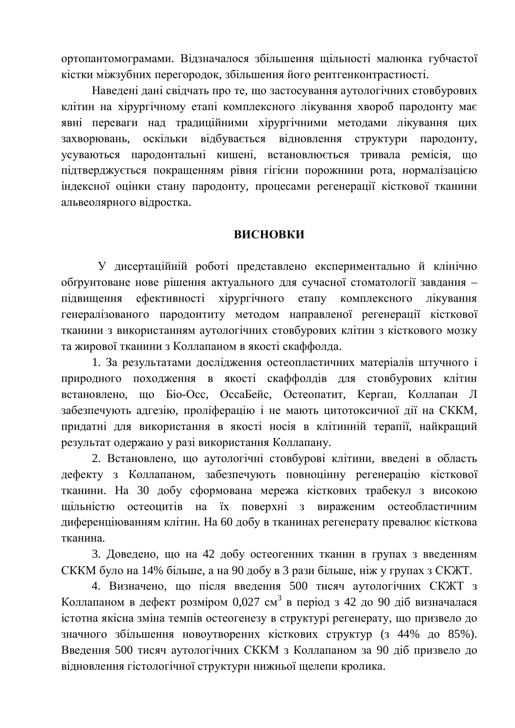ортопантомограмами. Відзначалося збільшення щільності малюнка губчастої кістки міжзубних перегородок, збільшення його рентгенконтрастності.

Наведені дані свідчать про те, що застосування аутологічних стовбурових клітин на хірургічному етапі комплексного лікування хвороб пародонту має явні переваги над традиційними хірургічними методами лікування цих захворювань, оскільки відбувається відновлення структури пародонту, усуваються пародонтальні кишені, встановлюється тривала ремісія, що підтверджується покращенням рівня гігієни порожнини рота, нормалізацією індексної оцінки стану пародонту, процесами регенерації кісткової тканини альвеолярного відростка.

## ВИСНОВКИ

У дисертаційній роботі представлено експериментально й клінічно обґрунтоване нове рішення актуального для сучасної стоматології завдання – підвищення ефективності хірургічного етапу комплексного лікування генералізованого пародонтиту методом направленої регенерації кісткової тканини з використанням аутологічних стовбурових клітин з кісткового мозку та жирової тканини з Коллапаном в якості скаффолда.

1. За результатами дослідження остеопластичних матеріалів штучного і природного походження в якості скаффолдів для стовбурових клітин встановлено, що Біо-Осс, ОссаБейс, Остеопатит, Кергап, Коллапан Л забезпечують адгезію, проліферацію і не мають цитотоксичної дії на СККМ, придатні для використання в якості носія в клітинній терапії, найкращий результат одержано у разі використання Коллапану.

2. Встановлено, що аутологічні стовбурові клітини, введені в область дефекту з Коллапаном, забезпечують повноцінну регенерацію кісткової тканини. На 30 добу сформована мережа кісткових трабекул з високою щільністю остеоцитів на їх поверхні з вираженим остеобластичним диференціюванням клітин. На 60 добу в тканинах регенерату превалює кісткова тканина.

3. Доведено, що на 42 добу остеогенних тканин в групах з введенням СККМ було на 14% більше, а на 90 добу в 3 рази більше, ніж у групах з СКЖТ.

4. Визначено, що після введення 500 тисяч аутологічних СКЖТ з Коллапаном в дефект розміром 0,027 $см^3$ в період з 42 до 90 діб визначалася істотна якісна зміна темпів остеогенезу в структурі регенерату, що призвело до значного збільшення новоутворених кісткових структур (з 44% до 85%). Введення 500 тисяч аутологічних СККМ з Коллапаном за 90 діб призвело до відновлення гістологічної структури нижньої щелепи кролика.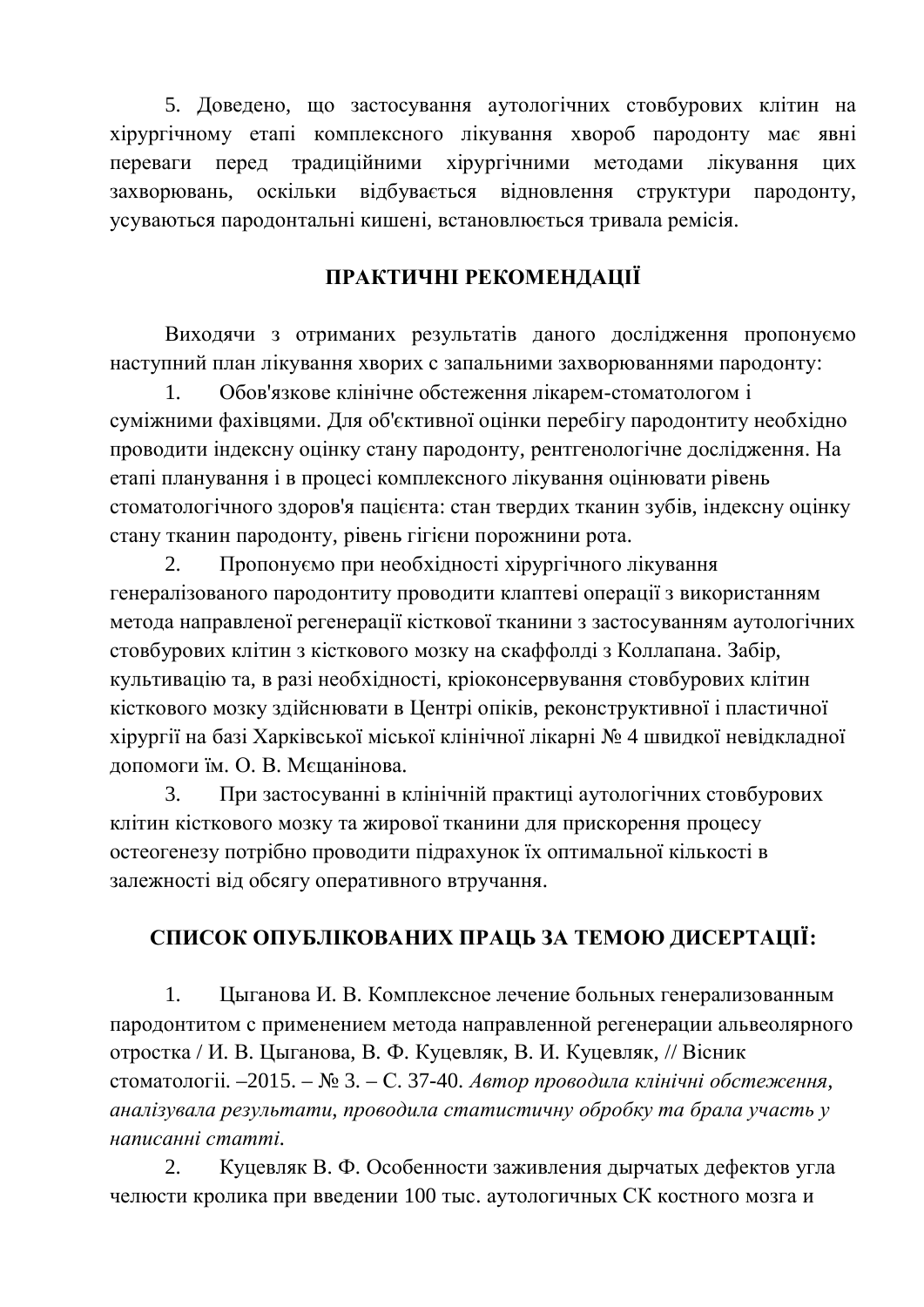5. Доведено, що застосування аутологічних стовбурових клітин на хірургічному етапі комплексного лікування хвороб пародонту має явні переваги перед традиційними хірургічними методами лікування цих захворювань, оскільки відбувається відновлення структури пародонту, усуваються пародонтальні кишені, встановлюється тривала ремісія.

## ПРАКТИЧНІ РЕКОМЕНДАЦІЇ

Виходячи з отриманих результатів даного дослідження пропонуємо наступний план лікування хворих с запальними захворюваннями пародонту:

1. Обов'язкове клінічне обстеження лікарем-стоматологом і суміжними фахівцями. Для об'єктивної оцінки перебігу пародонтиту необхідно проводити індексну оцінку стану пародонту, рентгенологічне дослідження. На етапі планування і в процесі комплексного лікування оцінювати рівень стоматологічного здоров'я пацієнта: стан твердих тканин зубів, індексну оцінку стану тканин пародонту, рівень гігієни порожнини рота.
2. Пропонуємо при необхідності хірургічного лікування генералізованого пародонтиту проводити клаптеві операції з використанням метода направленої регенерації кісткової тканини з застосуванням аутологічних стовбурових клітин з кісткового мозку на скаффолді з Коллапана. Забір, культивацію та, в разі необхідності, кріоконсервування стовбурових клітин кісткового мозку здійснювати в Центрі опіків, реконструктивної і пластичної хірургії на базі Харківської міської клінічної лікарні № 4 швидкої невідкладної допомоги їм. О. В. Мєщанінова.
3. При застосуванні в клінічній практиці аутологічних стовбурових клітин кісткового мозку та жирової тканини для прискорення процесу остеогенезу потрібно проводити підрахунок їх оптимальної кількості в залежності від обсягу оперативного втручання.

## СПИСОК ОПУБЛІКОВАНИХ ПРАЦЬ ЗА ТЕМОЮ ДИСЕРТАЦІЇ:

1. Цыганова И. В. Комплексное лечение больных генерализованным пародонтитом с применением метода направленной регенерации альвеолярного отростка / И. В. Цыганова, В. Ф. Куцевляк, В. И. Куцевляк, // Вісник стоматології. –2015. – № 3. – С. 37-40. *Автор проводила клінічні обстеження, аналізувала результати, проводила статистичну обробку та брала участь у написанні статті.*
2. Куцевляк В. Ф. Особенности заживления дырчатых дефектов угла челюсти кролика при введении 100 тыс. аутологичных СК костного мозга и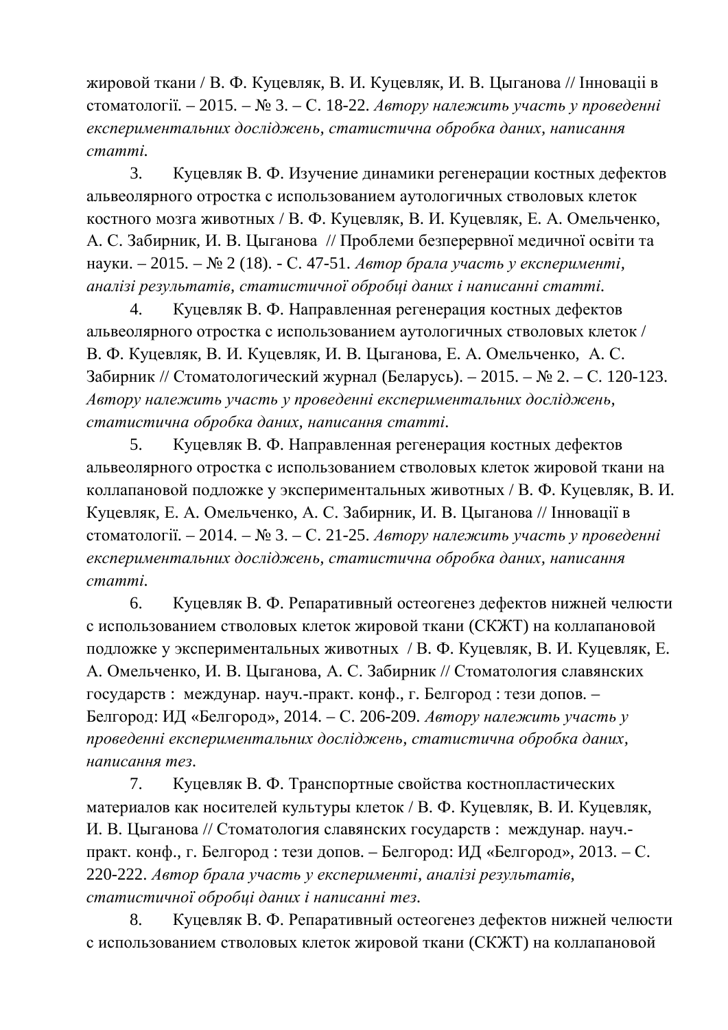жировой ткани / В. Ф. Куцевляк, В. И. Куцевляк, И. В. Цыганова // Інновації в стоматології. – 2015. – № 3. – С. 18-22. *Автору належить участь у проведенні експериментальних досліджень, статистична обробка даних, написання статті.*

3. Куцевляк В. Ф. Изучение динамики регенерации костных дефектов альвеолярного отростка с использованием аутологичных стволовых клеток костного мозга животных / В. Ф. Куцевляк, В. И. Куцевляк, Е. А. Омельченко, А. С. Забирник, И. В. Цыганова // Проблеми безперервної медичної освіти та науки. – 2015. – № 2 (18). - С. 47-51. *Автор брала участь у експерименті, аналізі результатів, статистичної обробці даних і написанні статті.*

4. Куцевляк В. Ф. Направленная регенерация костных дефектов альвеолярного отростка с использованием аутологичных стволовых клеток / В. Ф. Куцевляк, В. И. Куцевляк, И. В. Цыганова, Е. А. Омельченко, А. С. Забирник // Стоматологический журнал (Беларусь). – 2015. – № 2. – С. 120-123. *Автору належить участь у проведенні експериментальних досліджень, статистична обробка даних, написання статті.*

5. Куцевляк В. Ф. Направленная регенерация костных дефектов альвеолярного отростка с использованием стволовых клеток жировой ткани на коллапановой подложке у экспериментальных животных / В. Ф. Куцевляк, В. И. Куцевляк, Е. А. Омельченко, А. С. Забирник, И. В. Цыганова // Інновації в стоматології. – 2014. – № 3. – С. 21-25. *Автору належить участь у проведенні експериментальних досліджень, статистична обробка даних, написання статті.*

6. Куцевляк В. Ф. Репаративный остеогенез дефектов нижней челюсти с использованием стволовых клеток жировой ткани (СКЖТ) на коллапановой подложке у экспериментальных животных / В. Ф. Куцевляк, В. И. Куцевляк, Е. А. Омельченко, И. В. Цыганова, А. С. Забирник // Стоматология славянских государств : междунар. науч.-практ. конф., г. Белгород : тези допов. – Белгород: ИД «Белгород», 2014. – С. 206-209. *Автору належить участь у проведенні експериментальних досліджень, статистична обробка даних, написання тез.*

7. Куцевляк В. Ф. Транспортные свойства костнопластических материалов как носителей культуры клеток / В. Ф. Куцевляк, В. И. Куцевляк, И. В. Цыганова // Стоматология славянских государств : междунар. науч.-практ. конф., г. Белгород : тези допов. – Белгород: ИД «Белгород», 2013. – С. 220-222. *Автор брала участь у експерименті, аналізі результатів, статистичної обробці даних і написанні тез.*

8. Куцевляк В. Ф. Репаративный остеогенез дефектов нижней челюсти с использованием стволовых клеток жировой ткани (СКЖТ) на коллапановой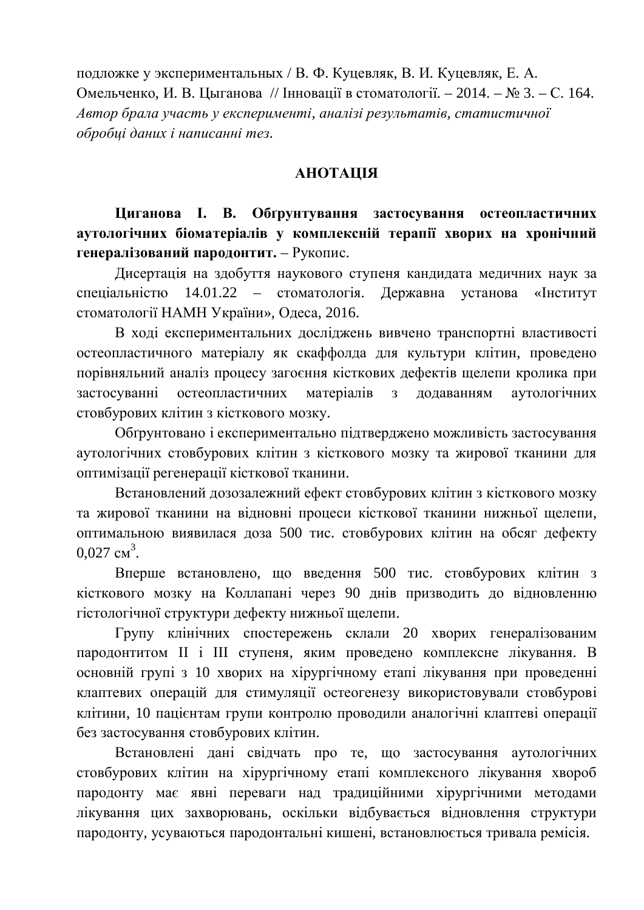подложке у экспериментальных / В. Ф. Куцевляк, В. И. Куцевляк, Е. А. Омельченко, И. В. Цыганова // Інновації в стоматології. – 2014. – № 3. – С. 164. *Автор брала участь у експерименті, аналізі результатів, статистичної обробці даних і написанні тез.*

## АНОТАЦІЯ

**Циганова І. В. Обґрунтування застосування остеопластичних аутологічних біоматеріалів у комплексній терапії хворих на хронічний генералізований пародонтит.** – Рукопис.

Дисертація на здобуття наукового ступеня кандидата медичних наук за спеціальністю 14.01.22 – стоматологія. Державна установа «Інститут стоматології НАМН України», Одеса, 2016.

В ході експериментальних досліджень вивчено транспортні властивості остеопластичного матеріалу як скаффолда для культури клітин, проведено порівняльний аналіз процесу загоєння кісткових дефектів щелепи кролика при застосуванні остеопластичних матеріалів з додаванням аутологічних стовбурових клітин з кісткового мозку.

Обґрунтовано і експериментально підтверджено можливість застосування аутологічних стовбурових клітин з кісткового мозку та жирової тканини для оптимізації регенерації кісткової тканини.

Встановлений дозозалежний ефект стовбурових клітин з кісткового мозку та жирової тканини на відновні процеси кісткової тканини нижньої щелепи, оптимальною виявилася доза 500 тис. стовбурових клітин на обсяг дефекту 0,027 $см^3$.

Вперше встановлено, що введення 500 тис. стовбурових клітин з кісткового мозку на Коллапані через 90 днів призводить до відновленню гістологічної структури дефекту нижньої щелепи.

Групу клінічних спостережень склали 20 хворих генералізованим пародонтитом II і III ступеня, яким проведено комплексне лікування. В основній групі з 10 хворих на хірургічному етапі лікування при проведенні клаптевих операцій для стимуляції остеогенезу використовували стовбурові клітини, 10 пацієнтам групи контролю проводили аналогічні клаптеві операції без застосування стовбурових клітин.

Встановлені дані свідчать про те, що застосування аутологічних стовбурових клітин на хірургічному етапі комплексного лікування хвороб пародонту має явні переваги над традиційними хірургічними методами лікування цих захворювань, оскільки відбувається відновлення структури пародонту, усуваються пародонтальні кишені, встановлюється тривала ремісія.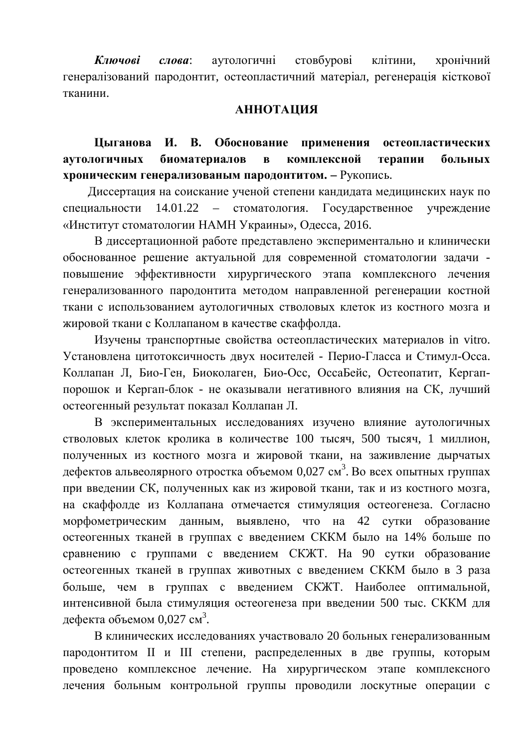***Ключові слова***: аутологичні стовбурові клітини, хронічний генералізований пародонтит, остеопластичний матеріал, регенерація кісткової тканини.

## АННОТАЦИЯ

**Цыганова И. В. Обоснование применения остеопластических аутологичных биоматериалов в комплексной терапии больных хроническим генерализованым пародонтитом. –** Рукопись.

Диссертация на соискание ученой степени кандидата медицинских наук по специальности 14.01.22 – стоматология. Государственное учреждение «Институт стоматологии НАМН Украины», Одесса, 2016.

В диссертационной работе представлено экспериментально и клинически обоснованное решение актуальной для современной стоматологии задачи - повышение эффективности хирургического этапа комплексного лечения генерализованного пародонтита методом направленной регенерации костной ткани с использованием аутологичных стволовых клеток из костного мозга и жировой ткани с Коллапаном в качестве скаффолда.

Изучены транспортные свойства остеопластических материалов in vitro. Установлена цитотоксичность двух носителей - Перио-Гласса и Стимул-Осса. Коллапан Л, Био-Ген, Биоколаген, Био-Осс, ОссаБейс, Остеопатит, Кергап-порошок и Кергап-блок - не оказывали негативного влияния на СК, лучший остеогенный результат показал Коллапан Л.

В экспериментальных исследованиях изучено влияние аутологичных стволовых клеток кролика в количестве 100 тысяч, 500 тысяч, 1 миллион, полученных из костного мозга и жировой ткани, на заживление дырчатых дефектов альвеолярного отростка объемом 0,027 см$^3$. Во всех опытных группах при введении СК, полученных как из жировой ткани, так и из костного мозга, на скаффолде из Коллапана отмечается стимуляция остеогенеза. Согласно морфометрическим данным, выявлено, что на 42 сутки образование остеогенных тканей в группах с введением СККМ было на 14% больше по сравнению с группами с введением СКЖТ. На 90 сутки образование остеогенных тканей в группах животных с введением СККМ было в 3 раза больше, чем в группах с введением СКЖТ. Наиболее оптимальной, интенсивной была стимуляция остеогенеза при введении 500 тыс. СККМ для дефекта объемом 0,027 см$^3$.

В клинических исследованиях участвовало 20 больных генерализованным пародонтитом II и III степени, распределенных в две группы, которым проведено комплексное лечение. На хирургическом этапе комплексного лечения больным контрольной группы проводили лоскутные операции с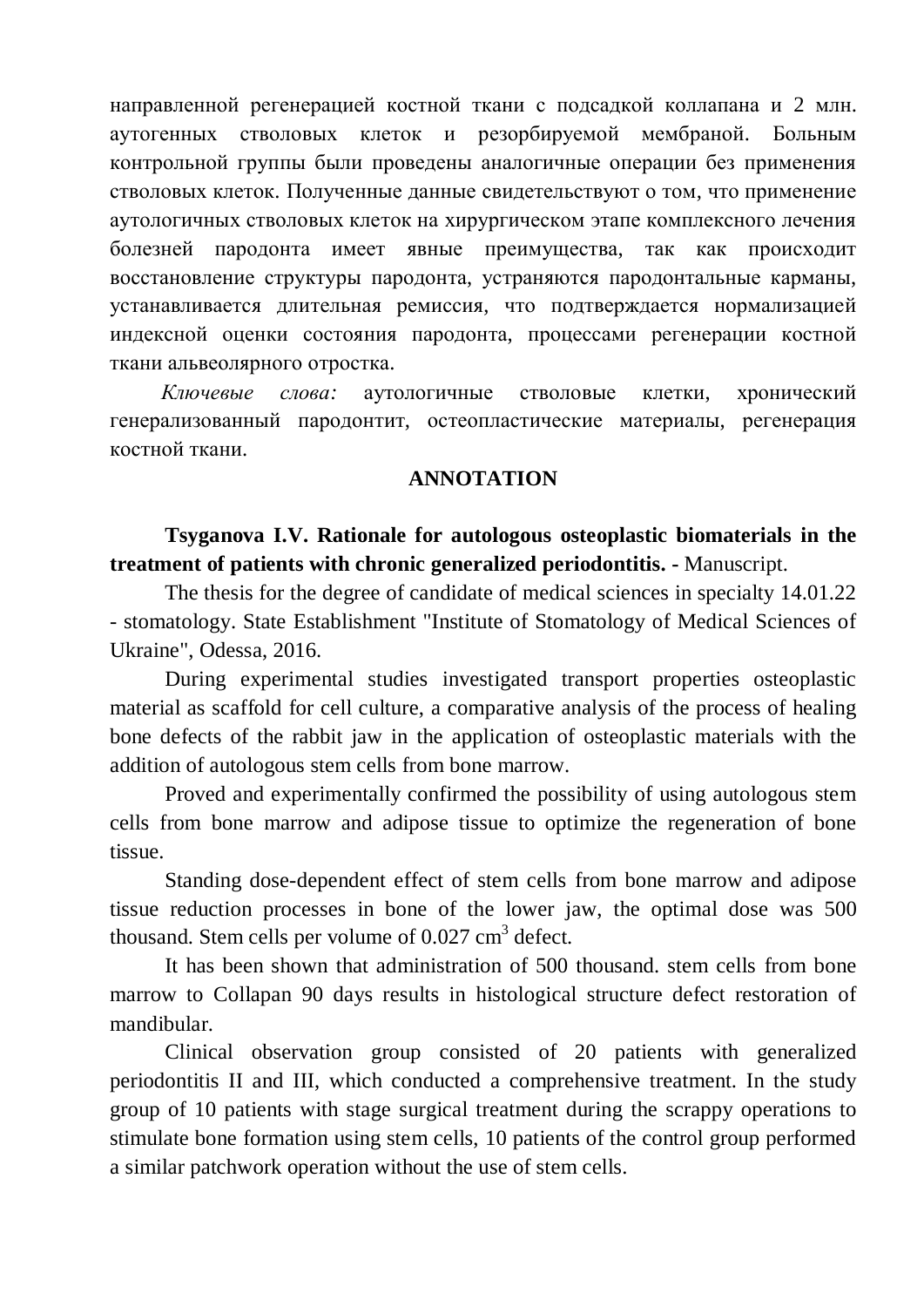направленной регенерацией костной ткани с подсадкой коллапана и 2 млн. аутогенных стволовых клеток и резорбируемой мембраной. Больным контрольной группы были проведены аналогичные операции без применения стволовых клеток. Полученные данные свидетельствуют о том, что применение аутологичных стволовых клеток на хирургическом этапе комплексного лечения болезней пародонта имеет явные преимущества, так как происходит восстановление структуры пародонта, устраняются пародонтальные карманы, устанавливается длительная ремиссия, что подтверждается нормализацией индексной оценки состояния пародонта, процессами регенерации костной ткани альвеолярного отростка.

*Ключевые слова:* аутологичные стволовые клетки, хронический генерализованный пародонтит, остеопластические материалы, регенерация костной ткани.

## ANNOTATION

**Tsyganova I.V. Rationale for autologous osteoplastic biomaterials in the treatment of patients with chronic generalized periodontitis. -** Manuscript.

The thesis for the degree of candidate of medical sciences in specialty 14.01.22 - stomatology. State Establishment "Institute of Stomatology of Medical Sciences of Ukraine", Odessa, 2016.

During experimental studies investigated transport properties osteoplastic material as scaffold for cell culture, a comparative analysis of the process of healing bone defects of the rabbit jaw in the application of osteoplastic materials with the addition of autologous stem cells from bone marrow.

Proved and experimentally confirmed the possibility of using autologous stem cells from bone marrow and adipose tissue to optimize the regeneration of bone tissue.

Standing dose-dependent effect of stem cells from bone marrow and adipose tissue reduction processes in bone of the lower jaw, the optimal dose was 500 thousand. Stem cells per volume of 0.027 $cm^3$ defect.

It has been shown that administration of 500 thousand. stem cells from bone marrow to Collapan 90 days results in histological structure defect restoration of mandibular.

Clinical observation group consisted of 20 patients with generalized periodontitis II and III, which conducted a comprehensive treatment. In the study group of 10 patients with stage surgical treatment during the scrappy operations to stimulate bone formation using stem cells, 10 patients of the control group performed a similar patchwork operation without the use of stem cells.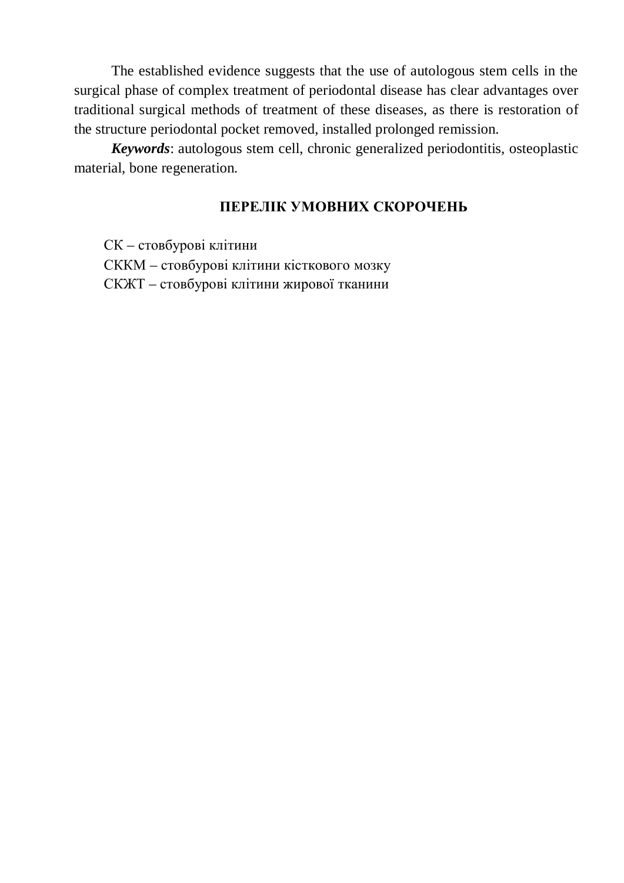The established evidence suggests that the use of autologous stem cells in the surgical phase of complex treatment of periodontal disease has clear advantages over traditional surgical methods of treatment of these diseases, as there is restoration of the structure periodontal pocket removed, installed prolonged remission.

***Keywords***: autologous stem cell, chronic generalized periodontitis, osteoplastic material, bone regeneration.

## ПЕРЕЛІК УМОВНИХ СКОРОЧЕНЬ

СК – стовбурові клітини
СККМ – стовбурові клітини кісткового мозку
СКЖТ – стовбурові клітини жирової тканини